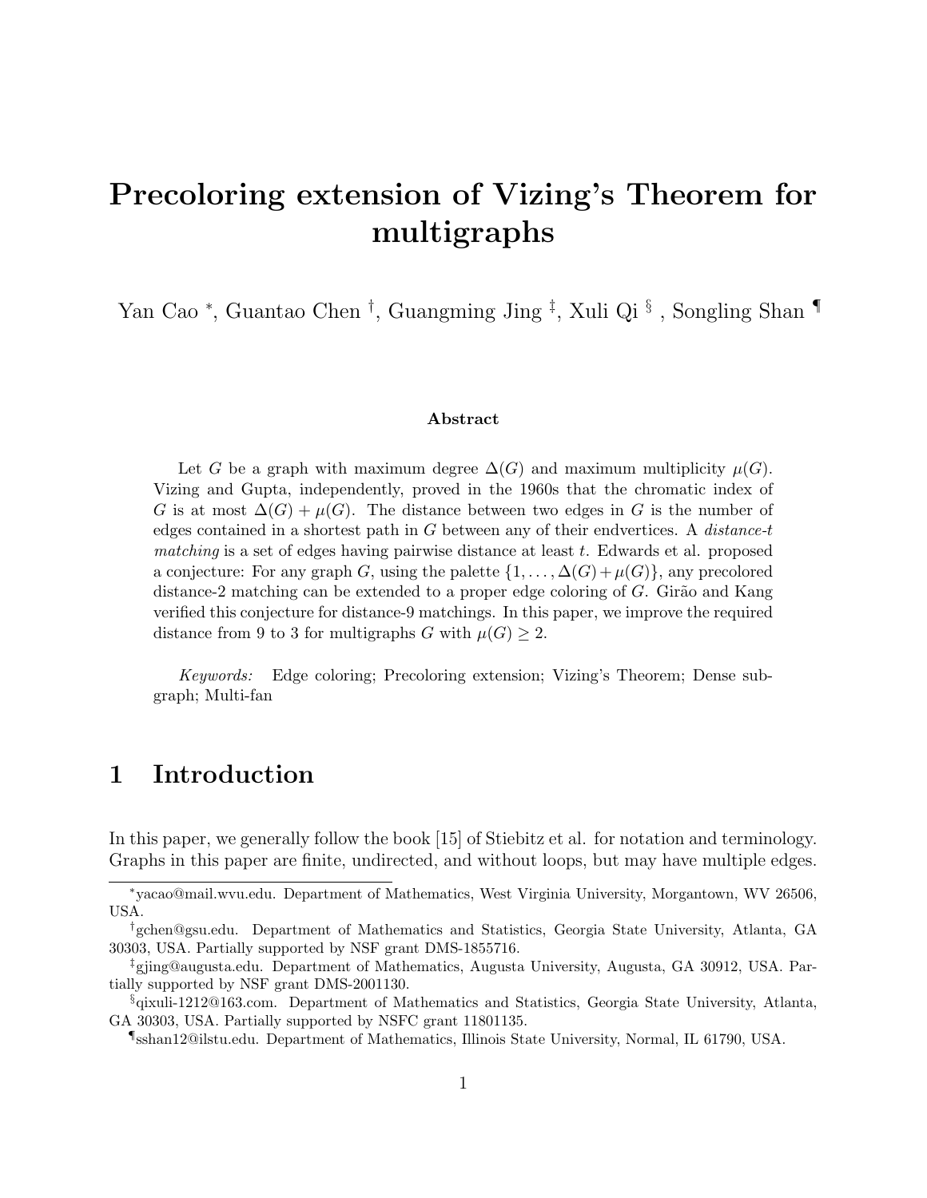# Precoloring extension of Vizing's Theorem for multigraphs

Yan Cao [*], Guantao Chen [†], Guangming Jing [‡], Xuli Qi [§] , Songling Shan [¶]

### Abstract

Let $G$ be a graph with maximum degree $\Delta(G)$ and maximum multiplicity $\mu(G)$. Vizing and Gupta, independently, proved in the 1960s that the chromatic index of $G$ is at most $\Delta(G) + \mu(G)$. The distance between two edges in $G$ is the number of edges contained in a shortest path in $G$ between any of their endvertices. A *distance-t matching* is a set of edges having pairwise distance at least $t$. Edwards et al. proposed a conjecture: For any graph $G$, using the palette $\{1, \ldots, \Delta(G) + \mu(G)\}$, any precolored distance-2 matching can be extended to a proper edge coloring of $G$. Girão and Kang verified this conjecture for distance-9 matchings. In this paper, we improve the required distance from 9 to 3 for multigraphs $G$ with $\mu(G) \geq 2$.

*Keywords:* Edge coloring; Precoloring extension; Vizing's Theorem; Dense subgraph; Multi-fan

## 1 Introduction

In this paper, we generally follow the book [15] of Stiebitz et al. for notation and terminology. Graphs in this paper are finite, undirected, and without loops, but may have multiple edges.

---

[*] yacao@mail.wvu.edu. Department of Mathematics, West Virginia University, Morgantown, WV 26506, USA.

[†] gchen@gsu.edu. Department of Mathematics and Statistics, Georgia State University, Atlanta, GA 30303, USA. Partially supported by NSF grant DMS-1855716.

[‡] gjing@augusta.edu. Department of Mathematics, Augusta University, Augusta, GA 30912, USA. Partially supported by NSF grant DMS-2001130.

[§] qixuli-1212@163.com. Department of Mathematics and Statistics, Georgia State University, Atlanta, GA 30303, USA. Partially supported by NSFC grant 11801135.

[¶] sshan12@ilstu.edu. Department of Mathematics, Illinois State University, Normal, IL 61790, USA.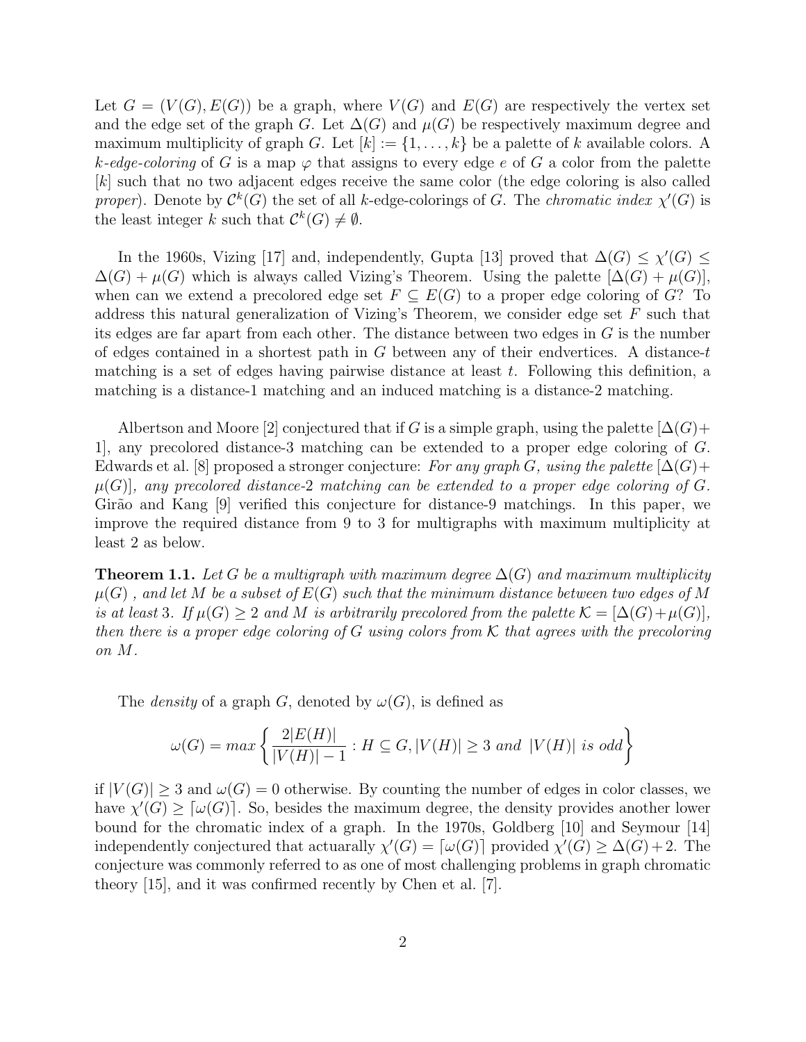Let $G = (V(G), E(G))$ be a graph, where $V(G)$ and $E(G)$ are respectively the vertex set and the edge set of the graph $G$. Let $\Delta(G)$ and $\mu(G)$ be respectively maximum degree and maximum multiplicity of graph $G$. Let $[k] := \{1, \ldots, k\}$ be a palette of $k$ available colors. A $k$*-edge-coloring* of $G$ is a map $\varphi$ that assigns to every edge $e$ of $G$ a color from the palette $[k]$ such that no two adjacent edges receive the same color (the edge coloring is also called *proper*). Denote by $\mathcal{C}^k(G)$ the set of all $k$-edge-colorings of $G$. The *chromatic index* $\chi'(G)$ is the least integer $k$ such that $\mathcal{C}^k(G) \neq \emptyset$.

In the 1960s, Vizing [17] and, independently, Gupta [13] proved that $\Delta(G) \leq \chi'(G) \leq \Delta(G) + \mu(G)$ which is always called Vizing's Theorem. Using the palette $[\Delta(G) + \mu(G)]$, when can we extend a precolored edge set $F \subseteq E(G)$ to a proper edge coloring of $G$? To address this natural generalization of Vizing's Theorem, we consider edge set $F$ such that its edges are far apart from each other. The distance between two edges in $G$ is the number of edges contained in a shortest path in $G$ between any of their endvertices. A distance-$t$ matching is a set of edges having pairwise distance at least $t$. Following this definition, a matching is a distance-1 matching and an induced matching is a distance-2 matching.

Albertson and Moore [2] conjectured that if $G$ is a simple graph, using the palette $[\Delta(G)+1]$, any precolored distance-3 matching can be extended to a proper edge coloring of $G$. Edwards et al. [8] proposed a stronger conjecture: *For any graph $G$, using the palette $[\Delta(G)+\mu(G)]$, any precolored distance-2 matching can be extended to a proper edge coloring of $G$.* Girão and Kang [9] verified this conjecture for distance-9 matchings. In this paper, we improve the required distance from 9 to 3 for multigraphs with maximum multiplicity at least 2 as below.

**Theorem 1.1.** *Let $G$ be a multigraph with maximum degree $\Delta(G)$ and maximum multiplicity $\mu(G)$ , and let $M$ be a subset of $E(G)$ such that the minimum distance between two edges of $M$ is at least 3. If $\mu(G) \geq 2$ and $M$ is arbitrarily precolored from the palette $\mathcal{K} = [\Delta(G)+\mu(G)]$, then there is a proper edge coloring of $G$ using colors from $\mathcal{K}$ that agrees with the precoloring on $M$.*

The *density* of a graph $G$, denoted by $\omega(G)$, is defined as

$$\omega(G) = max\left\{\frac{2|E(H)|}{|V(H)|-1} : H \subseteq G, |V(H)| \geq 3 \text{ and } |V(H)| \text{ is odd}\right\}$$

if $|V(G)| \geq 3$ and $\omega(G) = 0$ otherwise. By counting the number of edges in color classes, we have $\chi'(G) \geq \lceil \omega(G) \rceil$. So, besides the maximum degree, the density provides another lower bound for the chromatic index of a graph. In the 1970s, Goldberg [10] and Seymour [14] independently conjectured that actuarally $\chi'(G) = \lceil \omega(G) \rceil$ provided $\chi'(G) \geq \Delta(G)+2$. The conjecture was commonly referred to as one of most challenging problems in graph chromatic theory [15], and it was confirmed recently by Chen et al. [7].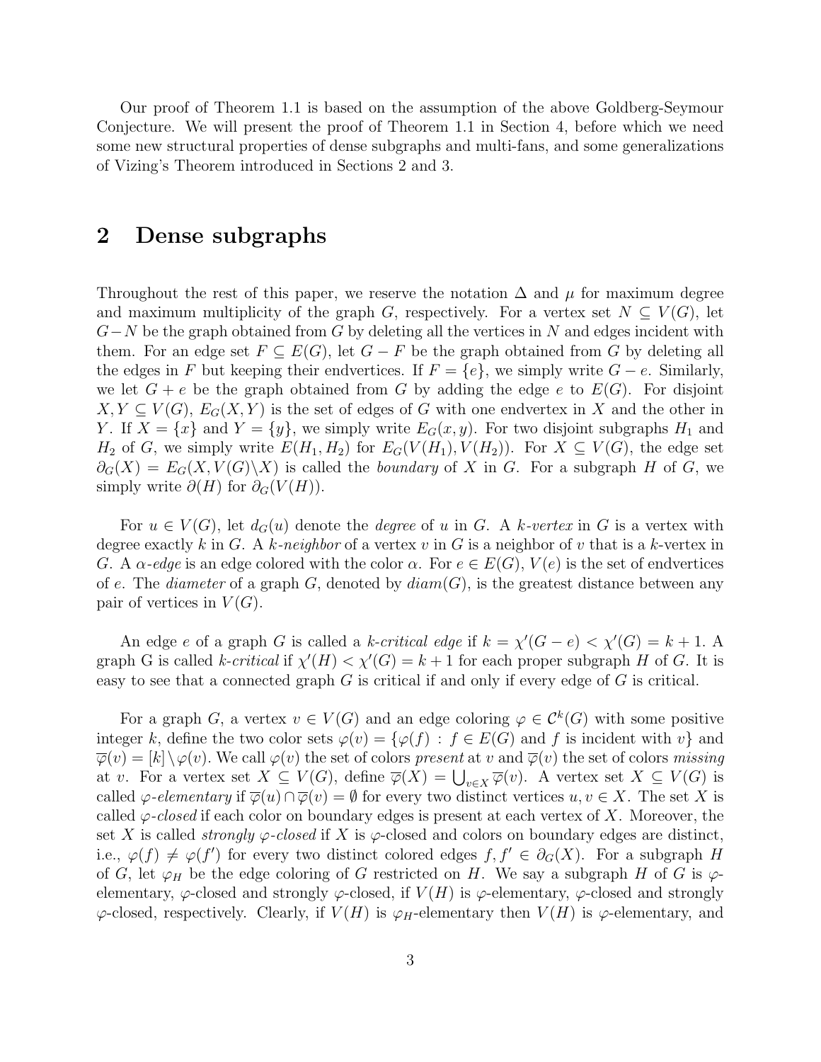Our proof of Theorem 1.1 is based on the assumption of the above Goldberg-Seymour Conjecture. We will present the proof of Theorem 1.1 in Section 4, before which we need some new structural properties of dense subgraphs and multi-fans, and some generalizations of Vizing's Theorem introduced in Sections 2 and 3.

## 2 Dense subgraphs

Throughout the rest of this paper, we reserve the notation $\Delta$ and $\mu$ for maximum degree and maximum multiplicity of the graph $G$, respectively. For a vertex set $N \subseteq V(G)$, let $G-N$ be the graph obtained from $G$ by deleting all the vertices in $N$ and edges incident with them. For an edge set $F \subseteq E(G)$, let $G - F$ be the graph obtained from $G$ by deleting all the edges in $F$ but keeping their endvertices. If $F = \{e\}$, we simply write $G - e$. Similarly, we let $G + e$ be the graph obtained from $G$ by adding the edge $e$ to $E(G)$. For disjoint $X, Y \subseteq V(G)$, $E_G(X, Y)$ is the set of edges of $G$ with one endvertex in $X$ and the other in $Y$. If $X = \{x\}$ and $Y = \{y\}$, we simply write $E_G(x, y)$. For two disjoint subgraphs $H_1$ and $H_2$ of $G$, we simply write $E(H_1, H_2)$ for $E_G(V(H_1), V(H_2))$. For $X \subseteq V(G)$, the edge set $\partial_G(X) = E_G(X, V(G)\backslash X)$ is called the *boundary* of $X$ in $G$. For a subgraph $H$ of $G$, we simply write $\partial(H)$ for $\partial_G(V(H))$.

For $u \in V(G)$, let $d_G(u)$ denote the *degree* of $u$ in $G$. A *k-vertex* in $G$ is a vertex with degree exactly $k$ in $G$. A *k-neighbor* of a vertex $v$ in $G$ is a neighbor of $v$ that is a $k$-vertex in $G$. A *$\alpha$-edge* is an edge colored with the color $\alpha$. For $e \in E(G)$, $V(e)$ is the set of endvertices of $e$. The *diameter* of a graph $G$, denoted by $diam(G)$, is the greatest distance between any pair of vertices in $V(G)$.

An edge $e$ of a graph $G$ is called a *k-critical edge* if $k = \chi'(G - e) < \chi'(G) = k + 1$. A graph G is called *k-critical* if $\chi'(H) < \chi'(G) = k + 1$ for each proper subgraph $H$ of $G$. It is easy to see that a connected graph $G$ is critical if and only if every edge of $G$ is critical.

For a graph $G$, a vertex $v \in V(G)$ and an edge coloring $\varphi \in \mathcal{C}^k(G)$ with some positive integer $k$, define the two color sets $\varphi(v) = \{\varphi(f) : f \in E(G) \text{ and } f \text{ is incident with } v\}$ and $\overline{\varphi}(v) = [k] \setminus \varphi(v)$. We call $\varphi(v)$ the set of colors *present* at $v$ and $\overline{\varphi}(v)$ the set of colors *missing* at $v$. For a vertex set $X \subseteq V(G)$, define $\overline{\varphi}(X) = \bigcup_{v \in X} \overline{\varphi}(v)$. A vertex set $X \subseteq V(G)$ is called *$\varphi$-elementary* if $\overline{\varphi}(u) \cap \overline{\varphi}(v) = \emptyset$ for every two distinct vertices $u, v \in X$. The set $X$ is called *$\varphi$-closed* if each color on boundary edges is present at each vertex of $X$. Moreover, the set $X$ is called *strongly $\varphi$-closed* if $X$ is $\varphi$-closed and colors on boundary edges are distinct, i.e., $\varphi(f) \neq \varphi(f')$ for every two distinct colored edges $f, f' \in \partial_G(X)$. For a subgraph $H$ of $G$, let $\varphi_H$ be the edge coloring of $G$ restricted on $H$. We say a subgraph $H$ of $G$ is $\varphi$-elementary, $\varphi$-closed and strongly $\varphi$-closed, if $V(H)$ is $\varphi$-elementary, $\varphi$-closed and strongly $\varphi$-closed, respectively. Clearly, if $V(H)$ is $\varphi_H$-elementary then $V(H)$ is $\varphi$-elementary, and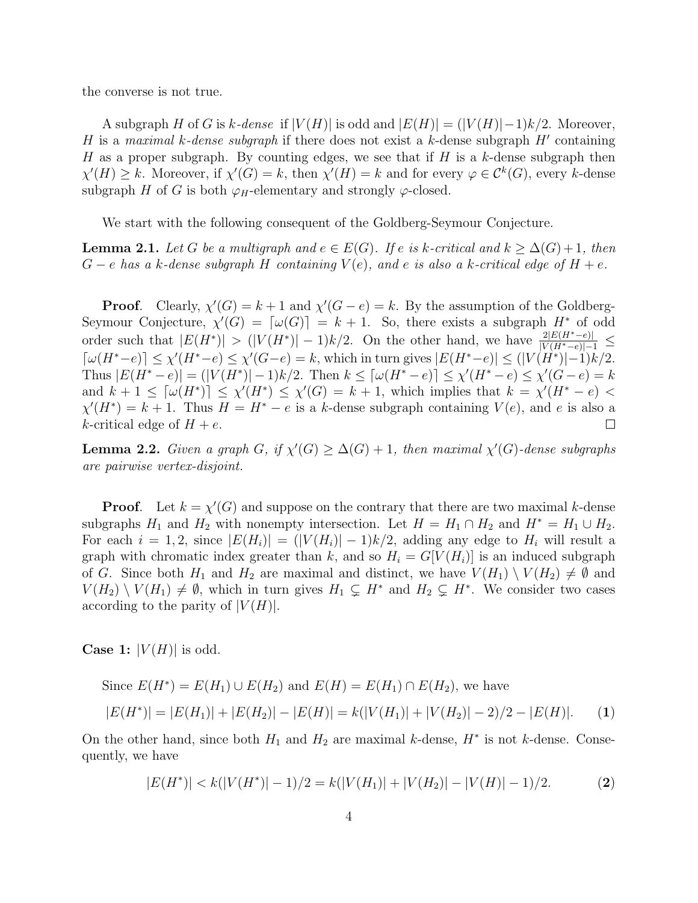the converse is not true.

A subgraph $H$ of $G$ is *$k$-dense* if $|V(H)|$ is odd and $|E(H)| = (|V(H)|-1)k/2$. Moreover, $H$ is a *maximal $k$-dense subgraph* if there does not exist a $k$-dense subgraph $H'$ containing $H$ as a proper subgraph. By counting edges, we see that if $H$ is a $k$-dense subgraph then $\chi'(H) \geq k$. Moreover, if $\chi'(G) = k$, then $\chi'(H) = k$ and for every $\varphi \in \mathcal{C}^k(G)$, every $k$-dense subgraph $H$ of $G$ is both $\varphi_H$-elementary and strongly $\varphi$-closed.

We start with the following consequent of the Goldberg-Seymour Conjecture.

**Lemma 2.1.** *Let $G$ be a multigraph and $e \in E(G)$. If $e$ is $k$-critical and $k \geq \Delta(G)+1$, then $G-e$ has a $k$-dense subgraph $H$ containing $V(e)$, and $e$ is also a $k$-critical edge of $H+e$.*

**Proof**. Clearly, $\chi'(G) = k+1$ and $\chi'(G-e) = k$. By the assumption of the Goldberg-Seymour Conjecture, $\chi'(G) = \lceil \omega(G) \rceil = k+1$. So, there exists a subgraph $H^*$ of odd order such that $|E(H^*)| > (|V(H^*)|-1)k/2$. On the other hand, we have $\frac{2|E(H^*-e)|}{|V(H^*-e)|-1} \leq \lceil \omega(H^*-e) \rceil \leq \chi'(H^*-e) \leq \chi'(G-e) = k$, which in turn gives $|E(H^*-e)| \leq (|V(H^*)|-1)k/2$. Thus $|E(H^*-e)| = (|V(H^*)|-1)k/2$. Then $k \leq \lceil \omega(H^*-e) \rceil \leq \chi'(H^*-e) \leq \chi'(G-e) = k$ and $k+1 \leq \lceil \omega(H^*) \rceil \leq \chi'(H^*) \leq \chi'(G) = k+1$, which implies that $k = \chi'(H^*-e) < \chi'(H^*) = k+1$. Thus $H = H^*-e$ is a $k$-dense subgraph containing $V(e)$, and $e$ is also a $k$-critical edge of $H+e$. $\square$

**Lemma 2.2.** *Given a graph $G$, if $\chi'(G) \geq \Delta(G)+1$, then maximal $\chi'(G)$-dense subgraphs are pairwise vertex-disjoint.*

**Proof**. Let $k = \chi'(G)$ and suppose on the contrary that there are two maximal $k$-dense subgraphs $H_1$ and $H_2$ with nonempty intersection. Let $H = H_1 \cap H_2$ and $H^* = H_1 \cup H_2$. For each $i = 1,2$, since $|E(H_i)| = (|V(H_i)|-1)k/2$, adding any edge to $H_i$ will result a graph with chromatic index greater than $k$, and so $H_i = G[V(H_i)]$ is an induced subgraph of $G$. Since both $H_1$ and $H_2$ are maximal and distinct, we have $V(H_1) \setminus V(H_2) \neq \emptyset$ and $V(H_2) \setminus V(H_1) \neq \emptyset$, which in turn gives $H_1 \subsetneq H^*$ and $H_2 \subsetneq H^*$. We consider two cases according to the parity of $|V(H)|$.

**Case 1:** $|V(H)|$ is odd.

Since $E(H^*) = E(H_1) \cup E(H_2)$ and $E(H) = E(H_1) \cap E(H_2)$, we have

$$|E(H^*)| = |E(H_1)| + |E(H_2)| - |E(H)| = k(|V(H_1)| + |V(H_2)| - 2)/2 - |E(H)|. \qquad \mathbf{(1)}$$

On the other hand, since both $H_1$ and $H_2$ are maximal $k$-dense, $H^*$ is not $k$-dense. Consequently, we have

$$|E(H^*)| < k(|V(H^*)|-1)/2 = k(|V(H_1)| + |V(H_2)| - |V(H)| - 1)/2. \qquad \mathbf{(2)}$$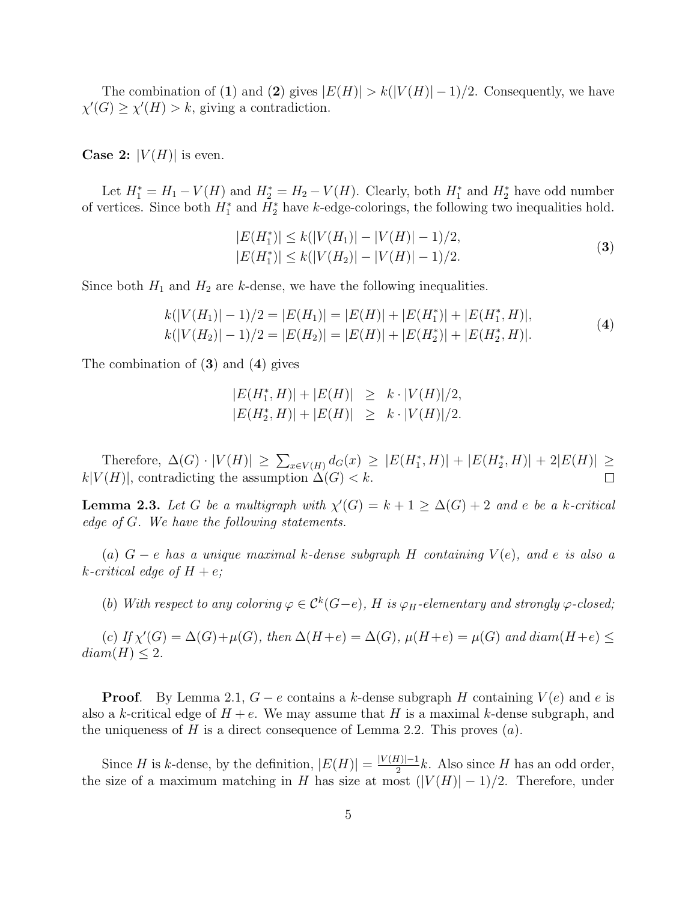The combination of (**1**) and (**2**) gives $|E(H)| > k(|V(H)| - 1)/2$. Consequently, we have $\chi'(G) \geq \chi'(H) > k$, giving a contradiction.

**Case 2:** $|V(H)|$ is even.

Let $H_1^* = H_1 - V(H)$ and $H_2^* = H_2 - V(H)$. Clearly, both $H_1^*$ and $H_2^*$ have odd number of vertices. Since both $H_1^*$ and $H_2^*$ have $k$-edge-colorings, the following two inequalities hold.

$$
\begin{aligned}
|E(H_1^*)| &\leq k(|V(H_1)| - |V(H)| - 1)/2, \\
|E(H_1^*)| &\leq k(|V(H_2)| - |V(H)| - 1)/2.
\end{aligned}
\qquad (\mathbf{3})
$$

Since both $H_1$ and $H_2$ are $k$-dense, we have the following inequalities.

$$
\begin{aligned}
k(|V(H_1)| - 1)/2 = |E(H_1)| = |E(H)| + |E(H_1^*)| + |E(H_1^*, H)|, \\
k(|V(H_2)| - 1)/2 = |E(H_2)| = |E(H)| + |E(H_2^*)| + |E(H_2^*, H)|.
\end{aligned}
\qquad (\mathbf{4})
$$

The combination of (**3**) and (**4**) gives

$$
\begin{aligned}
|E(H_1^*, H)| + |E(H)| &\geq k \cdot |V(H)|/2, \\
|E(H_2^*, H)| + |E(H)| &\geq k \cdot |V(H)|/2.
\end{aligned}
$$

Therefore, $\Delta(G) \cdot |V(H)| \geq \sum_{x \in V(H)} d_G(x) \geq |E(H_1^*, H)| + |E(H_2^*, H)| + 2|E(H)| \geq k|V(H)|$, contradicting the assumption $\Delta(G) < k$. $\square$

**Lemma 2.3.** *Let $G$ be a multigraph with $\chi'(G) = k + 1 \geq \Delta(G) + 2$ and $e$ be a $k$-critical edge of $G$. We have the following statements.*

*(a) $G - e$ has a unique maximal $k$-dense subgraph $H$ containing $V(e)$, and $e$ is also a $k$-critical edge of $H + e$;*

*(b) With respect to any coloring $\varphi \in \mathcal{C}^k(G-e)$, $H$ is $\varphi_H$-elementary and strongly $\varphi$-closed;*

*(c) If $\chi'(G) = \Delta(G) + \mu(G)$, then $\Delta(H+e) = \Delta(G)$, $\mu(H+e) = \mu(G)$ and $diam(H+e) \leq diam(H) \leq 2$.*

**Proof**. By Lemma 2.1, $G - e$ contains a $k$-dense subgraph $H$ containing $V(e)$ and $e$ is also a $k$-critical edge of $H + e$. We may assume that $H$ is a maximal $k$-dense subgraph, and the uniqueness of $H$ is a direct consequence of Lemma 2.2. This proves $(a)$.

Since $H$ is $k$-dense, by the definition, $|E(H)| = \frac{|V(H)|-1}{2}k$. Also since $H$ has an odd order, the size of a maximum matching in $H$ has size at most $(|V(H)| - 1)/2$. Therefore, under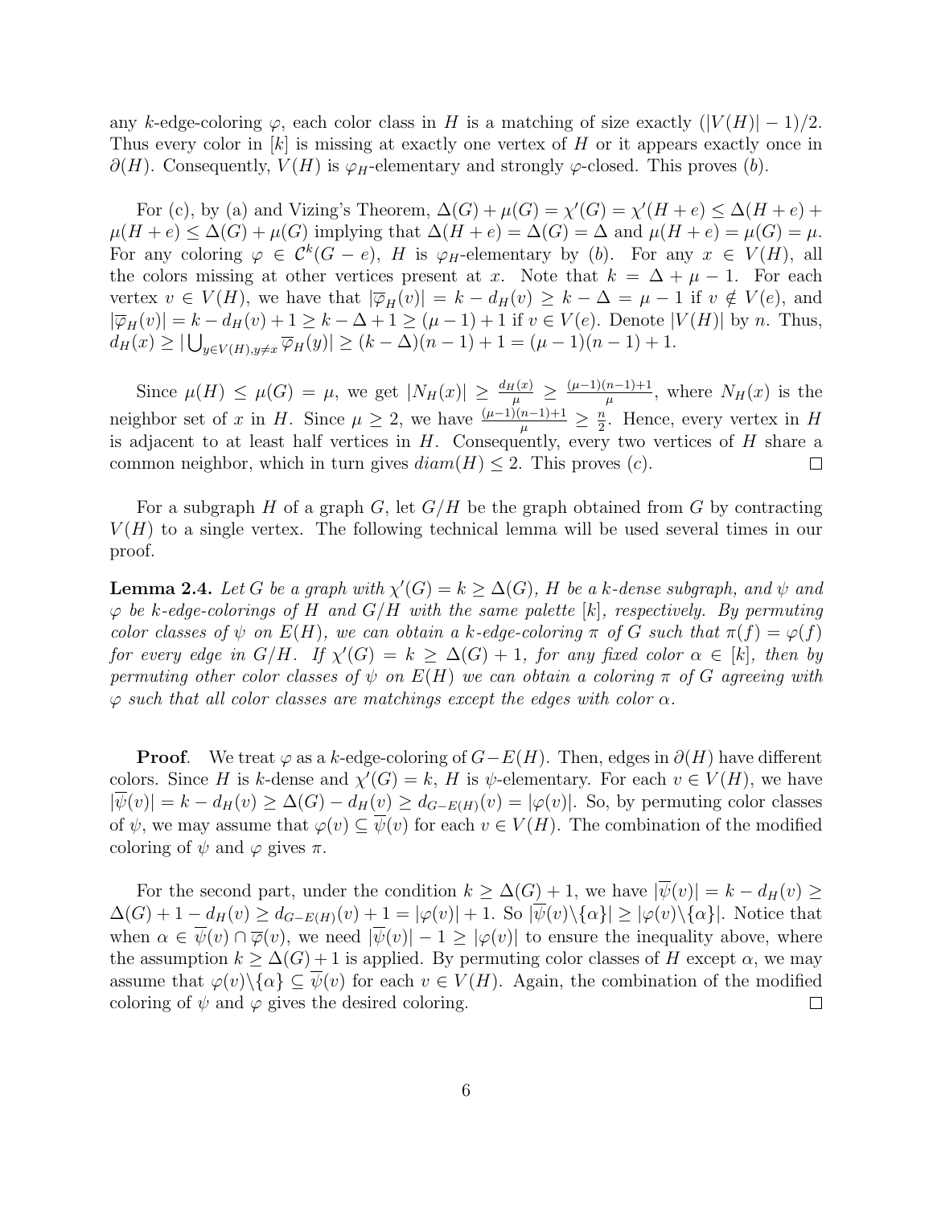any $k$-edge-coloring $\varphi$, each color class in $H$ is a matching of size exactly $(|V(H)|-1)/2$. Thus every color in $[k]$ is missing at exactly one vertex of $H$ or it appears exactly once in $\partial(H)$. Consequently, $V(H)$ is $\varphi_H$-elementary and strongly $\varphi$-closed. This proves $(b)$.

For (c), by (a) and Vizing's Theorem, $\Delta(G)+\mu(G) = \chi'(G) = \chi'(H+e) \le \Delta(H+e)+\mu(H+e) \le \Delta(G)+\mu(G)$ implying that $\Delta(H+e) = \Delta(G) = \Delta$ and $\mu(H+e) = \mu(G) = \mu$. For any coloring $\varphi \in \mathcal{C}^k(G-e)$, $H$ is $\varphi_H$-elementary by $(b)$. For any $x \in V(H)$, all the colors missing at other vertices present at $x$. Note that $k = \Delta+\mu-1$. For each vertex $v \in V(H)$, we have that $|\overline{\varphi}_H(v)| = k - d_H(v) \ge k-\Delta = \mu-1$ if $v \notin V(e)$, and $|\overline{\varphi}_H(v)| = k-d_H(v)+1 \ge k-\Delta+1 \ge (\mu-1)+1$ if $v \in V(e)$. Denote $|V(H)|$ by $n$. Thus, $d_H(x) \ge |\bigcup_{y \in V(H), y\neq x} \overline{\varphi}_H(y)| \ge (k-\Delta)(n-1)+1 = (\mu-1)(n-1)+1$.

Since $\mu(H) \le \mu(G) = \mu$, we get $|N_H(x)| \ge \frac{d_H(x)}{\mu} \ge \frac{(\mu-1)(n-1)+1}{\mu}$, where $N_H(x)$ is the neighbor set of $x$ in $H$. Since $\mu \ge 2$, we have $\frac{(\mu-1)(n-1)+1}{\mu} \ge \frac{n}{2}$. Hence, every vertex in $H$ is adjacent to at least half vertices in $H$. Consequently, every two vertices of $H$ share a common neighbor, which in turn gives $diam(H) \le 2$. This proves $(c)$. □

For a subgraph $H$ of a graph $G$, let $G/H$ be the graph obtained from $G$ by contracting $V(H)$ to a single vertex. The following technical lemma will be used several times in our proof.

**Lemma 2.4.** *Let $G$ be a graph with $\chi'(G) = k \ge \Delta(G)$, $H$ be a $k$-dense subgraph, and $\psi$ and $\varphi$ be $k$-edge-colorings of $H$ and $G/H$ with the same palette $[k]$, respectively. By permuting color classes of $\psi$ on $E(H)$, we can obtain a $k$-edge-coloring $\pi$ of $G$ such that $\pi(f) = \varphi(f)$ for every edge in $G/H$. If $\chi'(G) = k \ge \Delta(G)+1$, for any fixed color $\alpha \in [k]$, then by permuting other color classes of $\psi$ on $E(H)$ we can obtain a coloring $\pi$ of $G$ agreeing with $\varphi$ such that all color classes are matchings except the edges with color $\alpha$.*

**Proof**. We treat $\varphi$ as a $k$-edge-coloring of $G-E(H)$. Then, edges in $\partial(H)$ have different colors. Since $H$ is $k$-dense and $\chi'(G) = k$, $H$ is $\psi$-elementary. For each $v \in V(H)$, we have $|\overline{\psi}(v)| = k - d_H(v) \ge \Delta(G) - d_H(v) \ge d_{G-E(H)}(v) = |\varphi(v)|$. So, by permuting color classes of $\psi$, we may assume that $\varphi(v) \subseteq \overline{\psi}(v)$ for each $v \in V(H)$. The combination of the modified coloring of $\psi$ and $\varphi$ gives $\pi$.

For the second part, under the condition $k \ge \Delta(G)+1$, we have $|\overline{\psi}(v)| = k - d_H(v) \ge \Delta(G)+1-d_H(v) \ge d_{G-E(H)}(v)+1 = |\varphi(v)|+1$. So $|\overline{\psi}(v)\backslash\{\alpha\}| \ge |\varphi(v)\backslash\{\alpha\}|$. Notice that when $\alpha \in \overline{\psi}(v) \cap \overline{\varphi}(v)$, we need $|\overline{\psi}(v)|-1 \ge |\varphi(v)|$ to ensure the inequality above, where the assumption $k \ge \Delta(G)+1$ is applied. By permuting color classes of $H$ except $\alpha$, we may assume that $\varphi(v)\backslash\{\alpha\} \subseteq \overline{\psi}(v)$ for each $v \in V(H)$. Again, the combination of the modified coloring of $\psi$ and $\varphi$ gives the desired coloring. □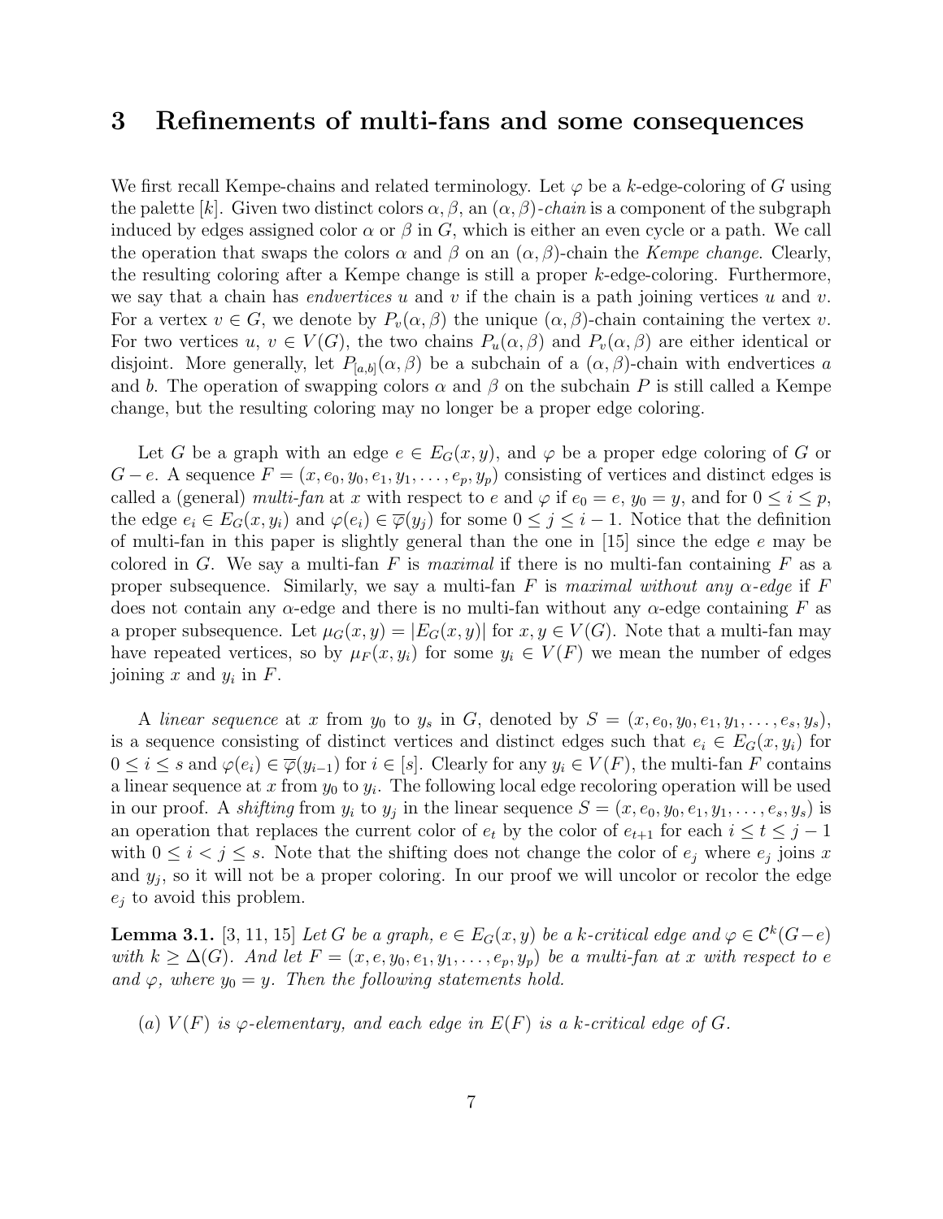## 3 Refinements of multi-fans and some consequences

We first recall Kempe-chains and related terminology. Let $\varphi$ be a $k$-edge-coloring of $G$ using the palette $[k]$. Given two distinct colors $\alpha, \beta$, an *$(\alpha,\beta)$-chain* is a component of the subgraph induced by edges assigned color $\alpha$ or $\beta$ in $G$, which is either an even cycle or a path. We call the operation that swaps the colors $\alpha$ and $\beta$ on an $(\alpha,\beta)$-chain the *Kempe change*. Clearly, the resulting coloring after a Kempe change is still a proper $k$-edge-coloring. Furthermore, we say that a chain has *endvertices* $u$ and $v$ if the chain is a path joining vertices $u$ and $v$. For a vertex $v \in G$, we denote by $P_v(\alpha,\beta)$ the unique $(\alpha,\beta)$-chain containing the vertex $v$. For two vertices $u$, $v \in V(G)$, the two chains $P_u(\alpha,\beta)$ and $P_v(\alpha,\beta)$ are either identical or disjoint. More generally, let $P_{[a,b]}(\alpha,\beta)$ be a subchain of a $(\alpha,\beta)$-chain with endvertices $a$ and $b$. The operation of swapping colors $\alpha$ and $\beta$ on the subchain $P$ is still called a Kempe change, but the resulting coloring may no longer be a proper edge coloring.

Let $G$ be a graph with an edge $e \in E_G(x,y)$, and $\varphi$ be a proper edge coloring of $G$ or $G-e$. A sequence $F = (x, e_0, y_0, e_1, y_1, \ldots, e_p, y_p)$ consisting of vertices and distinct edges is called a (general) *multi-fan* at $x$ with respect to $e$ and $\varphi$ if $e_0 = e$, $y_0 = y$, and for $0 \le i \le p$, the edge $e_i \in E_G(x, y_i)$ and $\varphi(e_i) \in \overline{\varphi}(y_j)$ for some $0 \le j \le i-1$. Notice that the definition of multi-fan in this paper is slightly general than the one in [15] since the edge $e$ may be colored in $G$. We say a multi-fan $F$ is *maximal* if there is no multi-fan containing $F$ as a proper subsequence. Similarly, we say a multi-fan $F$ is *maximal without any $\alpha$-edge* if $F$ does not contain any $\alpha$-edge and there is no multi-fan without any $\alpha$-edge containing $F$ as a proper subsequence. Let $\mu_G(x,y) = |E_G(x,y)|$ for $x, y \in V(G)$. Note that a multi-fan may have repeated vertices, so by $\mu_F(x, y_i)$ for some $y_i \in V(F)$ we mean the number of edges joining $x$ and $y_i$ in $F$.

A *linear sequence* at $x$ from $y_0$ to $y_s$ in $G$, denoted by $S = (x, e_0, y_0, e_1, y_1, \ldots, e_s, y_s)$, is a sequence consisting of distinct vertices and distinct edges such that $e_i \in E_G(x, y_i)$ for $0 \le i \le s$ and $\varphi(e_i) \in \overline{\varphi}(y_{i-1})$ for $i \in [s]$. Clearly for any $y_i \in V(F)$, the multi-fan $F$ contains a linear sequence at $x$ from $y_0$ to $y_i$. The following local edge recoloring operation will be used in our proof. A *shifting* from $y_i$ to $y_j$ in the linear sequence $S = (x, e_0, y_0, e_1, y_1, \ldots, e_s, y_s)$ is an operation that replaces the current color of $e_t$ by the color of $e_{t+1}$ for each $i \le t \le j-1$ with $0 \le i < j \le s$. Note that the shifting does not change the color of $e_j$ where $e_j$ joins $x$ and $y_j$, so it will not be a proper coloring. In our proof we will uncolor or recolor the edge $e_j$ to avoid this problem.

**Lemma 3.1.** [3, 11, 15] *Let $G$ be a graph, $e \in E_G(x,y)$ be a $k$-critical edge and $\varphi \in \mathcal{C}^k(G-e)$ with $k \ge \Delta(G)$. And let $F = (x, e, y_0, e_1, y_1, \ldots, e_p, y_p)$ be a multi-fan at $x$ with respect to $e$ and $\varphi$, where $y_0 = y$. Then the following statements hold.*

*(a) $V(F)$ is $\varphi$-elementary, and each edge in $E(F)$ is a $k$-critical edge of $G$.*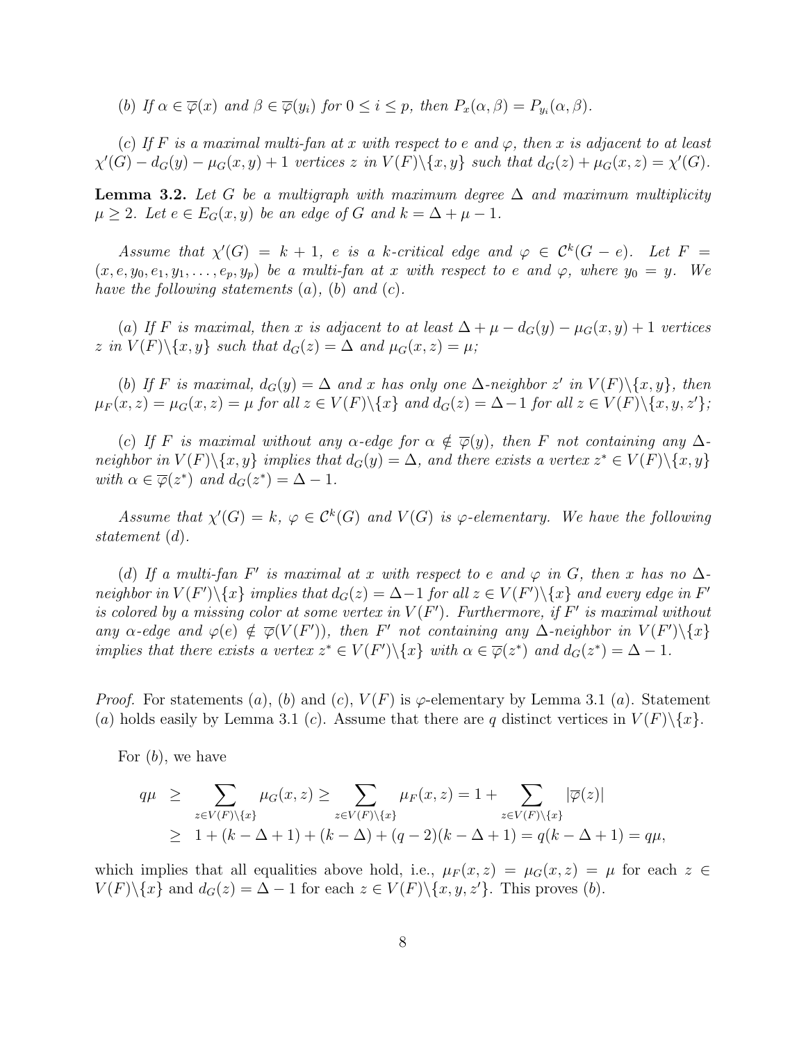(b) *If* $\alpha \in \overline{\varphi}(x)$ *and* $\beta \in \overline{\varphi}(y_i)$ *for* $0 \le i \le p$*, then* $P_x(\alpha, \beta) = P_{y_i}(\alpha, \beta)$*.*

(c) *If* $F$ *is a maximal multi-fan at* $x$ *with respect to* $e$ *and* $\varphi$*, then* $x$ *is adjacent to at least* $\chi'(G) - d_G(y) - \mu_G(x, y) + 1$ *vertices* $z$ *in* $V(F)\backslash\{x, y\}$ *such that* $d_G(z) + \mu_G(x, z) = \chi'(G)$*.*

**Lemma 3.2.** *Let* $G$ *be a multigraph with maximum degree* $\Delta$ *and maximum multiplicity* $\mu \ge 2$*. Let* $e \in E_G(x, y)$ *be an edge of* $G$ *and* $k = \Delta + \mu - 1$*.*

*Assume that* $\chi'(G) = k + 1$*,* $e$ *is a* $k$*-critical edge and* $\varphi \in \mathcal{C}^k(G - e)$*. Let* $F = (x, e, y_0, e_1, y_1, \ldots, e_p, y_p)$ *be a multi-fan at* $x$ *with respect to* $e$ *and* $\varphi$*, where* $y_0 = y$*. We have the following statements* (a)*,* (b) *and* (c)*.*

(a) *If* $F$ *is maximal, then* $x$ *is adjacent to at least* $\Delta + \mu - d_G(y) - \mu_G(x, y) + 1$ *vertices* $z$ *in* $V(F)\backslash\{x, y\}$ *such that* $d_G(z) = \Delta$ *and* $\mu_G(x, z) = \mu$*;*

(b) *If* $F$ *is maximal,* $d_G(y) = \Delta$ *and* $x$ *has only one* $\Delta$*-neighbor* $z'$ *in* $V(F)\backslash\{x, y\}$*, then* $\mu_F(x, z) = \mu_G(x, z) = \mu$ *for all* $z \in V(F)\backslash\{x\}$ *and* $d_G(z) = \Delta - 1$ *for all* $z \in V(F)\backslash\{x, y, z'\}$*;*

(c) *If* $F$ *is maximal without any* $\alpha$*-edge for* $\alpha \notin \overline{\varphi}(y)$*, then* $F$ *not containing any* $\Delta$*-neighbor in* $V(F)\backslash\{x, y\}$ *implies that* $d_G(y) = \Delta$*, and there exists a vertex* $z^* \in V(F)\backslash\{x, y\}$ *with* $\alpha \in \overline{\varphi}(z^*)$ *and* $d_G(z^*) = \Delta - 1$*.*

*Assume that* $\chi'(G) = k$*,* $\varphi \in \mathcal{C}^k(G)$ *and* $V(G)$ *is* $\varphi$*-elementary. We have the following statement* (d)*.*

(d) *If a multi-fan* $F'$ *is maximal at* $x$ *with respect to* $e$ *and* $\varphi$ *in* $G$*, then* $x$ *has no* $\Delta$*-neighbor in* $V(F')\backslash\{x\}$ *implies that* $d_G(z) = \Delta - 1$ *for all* $z \in V(F')\backslash\{x\}$ *and every edge in* $F'$ *is colored by a missing color at some vertex in* $V(F')$*. Furthermore, if* $F'$ *is maximal without any* $\alpha$*-edge and* $\varphi(e) \notin \overline{\varphi}(V(F'))$*, then* $F'$ *not containing any* $\Delta$*-neighbor in* $V(F')\backslash\{x\}$ *implies that there exists a vertex* $z^* \in V(F')\backslash\{x\}$ *with* $\alpha \in \overline{\varphi}(z^*)$ *and* $d_G(z^*) = \Delta - 1$*.*

*Proof.* For statements (a), (b) and (c), $V(F)$ is $\varphi$-elementary by Lemma 3.1 (a). Statement (a) holds easily by Lemma 3.1 (c). Assume that there are $q$ distinct vertices in $V(F)\backslash\{x\}$.

For (b), we have

$$\begin{aligned} q\mu &\ge \sum_{z \in V(F)\backslash\{x\}} \mu_G(x, z) \ge \sum_{z \in V(F)\backslash\{x\}} \mu_F(x, z) = 1 + \sum_{z \in V(F)\backslash\{x\}} |\overline{\varphi}(z)| \\ &\ge 1 + (k - \Delta + 1) + (k - \Delta) + (q - 2)(k - \Delta + 1) = q(k - \Delta + 1) = q\mu, \end{aligned}$$

which implies that all equalities above hold, i.e., $\mu_F(x, z) = \mu_G(x, z) = \mu$ for each $z \in V(F)\backslash\{x\}$ and $d_G(z) = \Delta - 1$ for each $z \in V(F)\backslash\{x, y, z'\}$. This proves (b).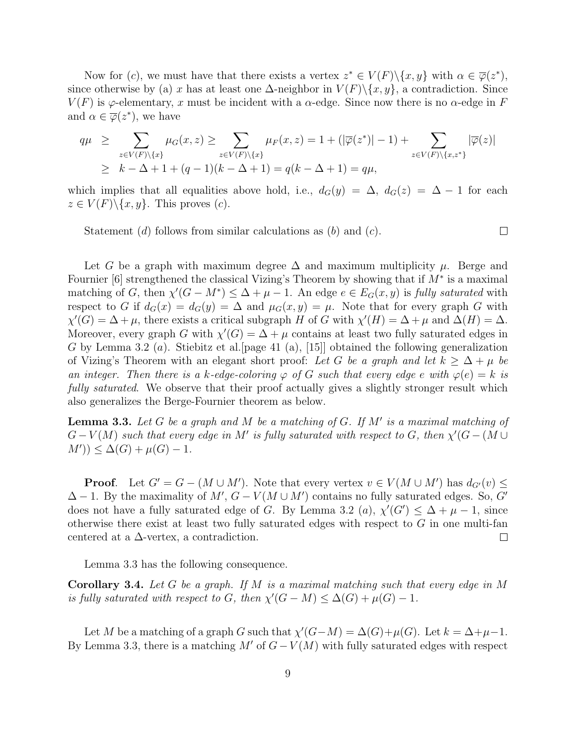Now for $(c)$, we must have that there exists a vertex $z^* \in V(F)\backslash\{x, y\}$ with $\alpha \in \overline{\varphi}(z^*)$, since otherwise by (a) $x$ has at least one $\Delta$-neighbor in $V(F)\backslash\{x, y\}$, a contradiction. Since $V(F)$ is $\varphi$-elementary, $x$ must be incident with a $\alpha$-edge. Since now there is no $\alpha$-edge in $F$ and $\alpha \in \overline{\varphi}(z^*)$, we have

$$
\begin{aligned}
q\mu &\geq \sum_{z \in V(F)\backslash\{x\}} \mu_G(x, z) \geq \sum_{z \in V(F)\backslash\{x\}} \mu_F(x, z) = 1 + (|\overline{\varphi}(z^*)| - 1) + \sum_{z \in V(F)\backslash\{x, z^*\}} |\overline{\varphi}(z)| \\
&\geq k - \Delta + 1 + (q - 1)(k - \Delta + 1) = q(k - \Delta + 1) = q\mu,
\end{aligned}
$$

which implies that all equalities above hold, i.e., $d_G(y) = \Delta$, $d_G(z) = \Delta - 1$ for each $z \in V(F)\backslash\{x, y\}$. This proves $(c)$.

Statement $(d)$ follows from similar calculations as $(b)$ and $(c)$. $\square$

Let $G$ be a graph with maximum degree $\Delta$ and maximum multiplicity $\mu$. Berge and Fournier [6] strengthened the classical Vizing's Theorem by showing that if $M^*$ is a maximal matching of $G$, then $\chi'(G - M^*) \leq \Delta + \mu - 1$. An edge $e \in E_G(x, y)$ is *fully saturated* with respect to $G$ if $d_G(x) = d_G(y) = \Delta$ and $\mu_G(x, y) = \mu$. Note that for every graph $G$ with $\chi'(G) = \Delta + \mu$, there exists a critical subgraph $H$ of $G$ with $\chi'(H) = \Delta + \mu$ and $\Delta(H) = \Delta$. Moreover, every graph $G$ with $\chi'(G) = \Delta + \mu$ contains at least two fully saturated edges in $G$ by Lemma 3.2 $(a)$. Stiebitz et al.[page 41 (a), [15]] obtained the following generalization of Vizing's Theorem with an elegant short proof: *Let $G$ be a graph and let $k \geq \Delta + \mu$ be an integer. Then there is a $k$-edge-coloring $\varphi$ of $G$ such that every edge $e$ with $\varphi(e) = k$ is fully saturated*. We observe that their proof actually gives a slightly stronger result which also generalizes the Berge-Fournier theorem as below.

**Lemma 3.3.** *Let $G$ be a graph and $M$ be a matching of $G$. If $M'$ is a maximal matching of $G - V(M)$ such that every edge in $M'$ is fully saturated with respect to $G$, then $\chi'(G - (M \cup M')) \leq \Delta(G) + \mu(G) - 1$.*

**Proof**. Let $G' = G - (M \cup M')$. Note that every vertex $v \in V(M \cup M')$ has $d_{G'}(v) \leq \Delta - 1$. By the maximality of $M'$, $G - V(M \cup M')$ contains no fully saturated edges. So, $G'$ does not have a fully saturated edge of $G$. By Lemma 3.2 $(a)$, $\chi'(G') \leq \Delta + \mu - 1$, since otherwise there exist at least two fully saturated edges with respect to $G$ in one multi-fan centered at a $\Delta$-vertex, a contradiction. $\square$

Lemma 3.3 has the following consequence.

**Corollary 3.4.** *Let $G$ be a graph. If $M$ is a maximal matching such that every edge in $M$ is fully saturated with respect to $G$, then $\chi'(G - M) \leq \Delta(G) + \mu(G) - 1$.*

Let $M$ be a matching of a graph $G$ such that $\chi'(G-M) = \Delta(G)+\mu(G)$. Let $k = \Delta+\mu-1$. By Lemma 3.3, there is a matching $M'$ of $G - V(M)$ with fully saturated edges with respect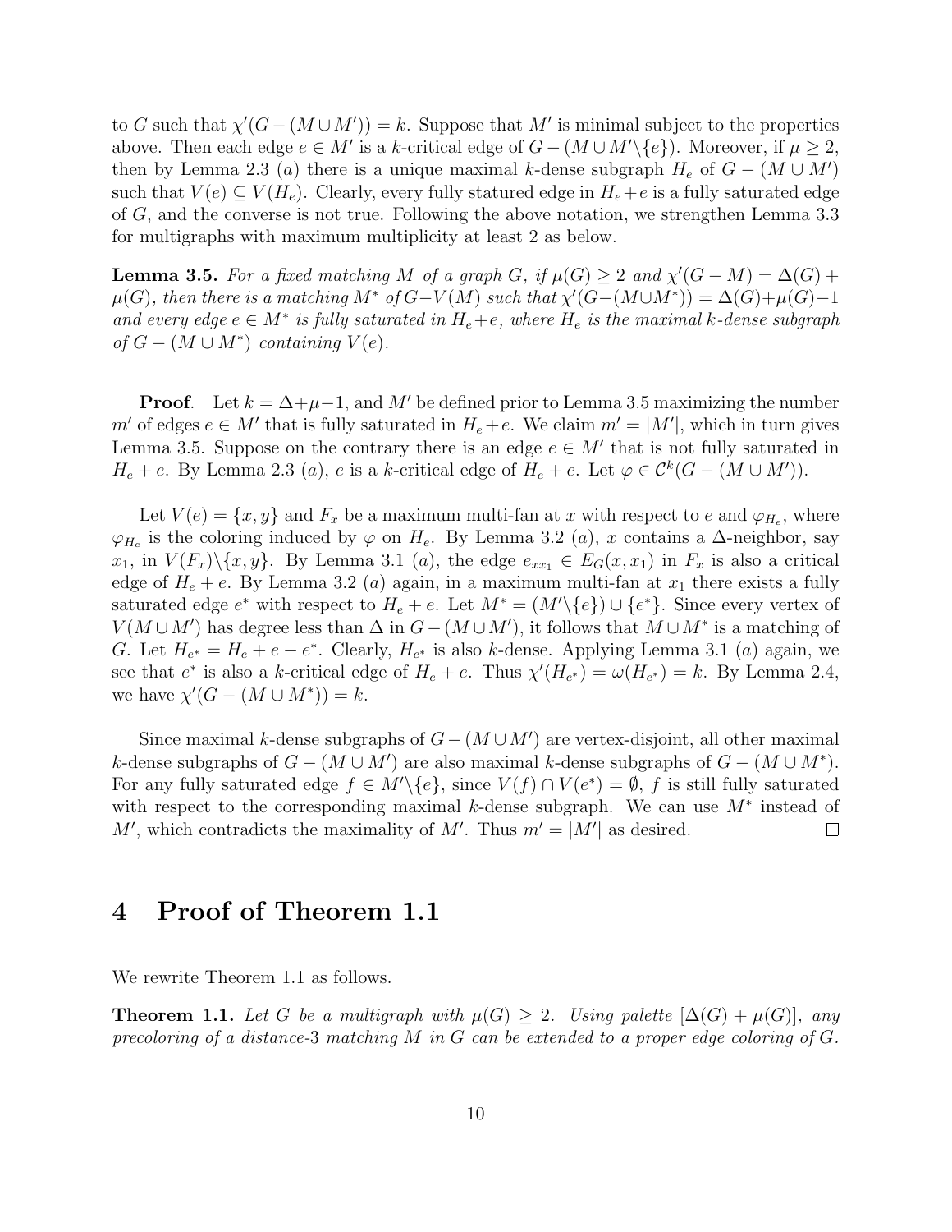to $G$ such that $\chi'(G-(M\cup M'))=k$. Suppose that $M'$ is minimal subject to the properties above. Then each edge $e\in M'$ is a $k$-critical edge of $G-(M\cup M'\backslash\{e\})$. Moreover, if $\mu\geq 2$, then by Lemma 2.3 $(a)$ there is a unique maximal $k$-dense subgraph $H_e$ of $G-(M\cup M')$ such that $V(e)\subseteq V(H_e)$. Clearly, every fully statured edge in $H_e+e$ is a fully saturated edge of $G$, and the converse is not true. Following the above notation, we strengthen Lemma 3.3 for multigraphs with maximum multiplicity at least 2 as below.

**Lemma 3.5.** *For a fixed matching $M$ of a graph $G$, if $\mu(G)\geq 2$ and $\chi'(G-M)=\Delta(G)+\mu(G)$, then there is a matching $M^*$ of $G-V(M)$ such that $\chi'(G-(M\cup M^*))=\Delta(G)+\mu(G)-1$ and every edge $e\in M^*$ is fully saturated in $H_e+e$, where $H_e$ is the maximal $k$-dense subgraph of $G-(M\cup M^*)$ containing $V(e)$.*

**Proof**. Let $k=\Delta+\mu-1$, and $M'$ be defined prior to Lemma 3.5 maximizing the number $m'$ of edges $e\in M'$ that is fully saturated in $H_e+e$. We claim $m'=|M'|$, which in turn gives Lemma 3.5. Suppose on the contrary there is an edge $e\in M'$ that is not fully saturated in $H_e+e$. By Lemma 2.3 $(a)$, $e$ is a $k$-critical edge of $H_e+e$. Let $\varphi\in\mathcal{C}^k(G-(M\cup M'))$.

Let $V(e)=\{x,y\}$ and $F_x$ be a maximum multi-fan at $x$ with respect to $e$ and $\varphi_{H_e}$, where $\varphi_{H_e}$ is the coloring induced by $\varphi$ on $H_e$. By Lemma 3.2 $(a)$, $x$ contains a $\Delta$-neighbor, say $x_1$, in $V(F_x)\backslash\{x,y\}$. By Lemma 3.1 $(a)$, the edge $e_{xx_1}\in E_G(x,x_1)$ in $F_x$ is also a critical edge of $H_e+e$. By Lemma 3.2 $(a)$ again, in a maximum multi-fan at $x_1$ there exists a fully saturated edge $e^*$ with respect to $H_e+e$. Let $M^*=(M'\backslash\{e\})\cup\{e^*\}$. Since every vertex of $V(M\cup M')$ has degree less than $\Delta$ in $G-(M\cup M')$, it follows that $M\cup M^*$ is a matching of $G$. Let $H_{e^*}=H_e+e-e^*$. Clearly, $H_{e^*}$ is also $k$-dense. Applying Lemma 3.1 $(a)$ again, we see that $e^*$ is also a $k$-critical edge of $H_e+e$. Thus $\chi'(H_{e^*})=\omega(H_{e^*})=k$. By Lemma 2.4, we have $\chi'(G-(M\cup M^*))=k$.

Since maximal $k$-dense subgraphs of $G-(M\cup M')$ are vertex-disjoint, all other maximal $k$-dense subgraphs of $G-(M\cup M')$ are also maximal $k$-dense subgraphs of $G-(M\cup M^*)$. For any fully saturated edge $f\in M'\backslash\{e\}$, since $V(f)\cap V(e^*)=\emptyset$, $f$ is still fully saturated with respect to the corresponding maximal $k$-dense subgraph. We can use $M^*$ instead of $M'$, which contradicts the maximality of $M'$. Thus $m'=|M'|$ as desired. $\square$

# 4 Proof of Theorem 1.1

We rewrite Theorem 1.1 as follows.

**Theorem 1.1.** *Let $G$ be a multigraph with $\mu(G)\geq 2$. Using palette $[\Delta(G)+\mu(G)]$, any precoloring of a distance-3 matching $M$ in $G$ can be extended to a proper edge coloring of $G$.*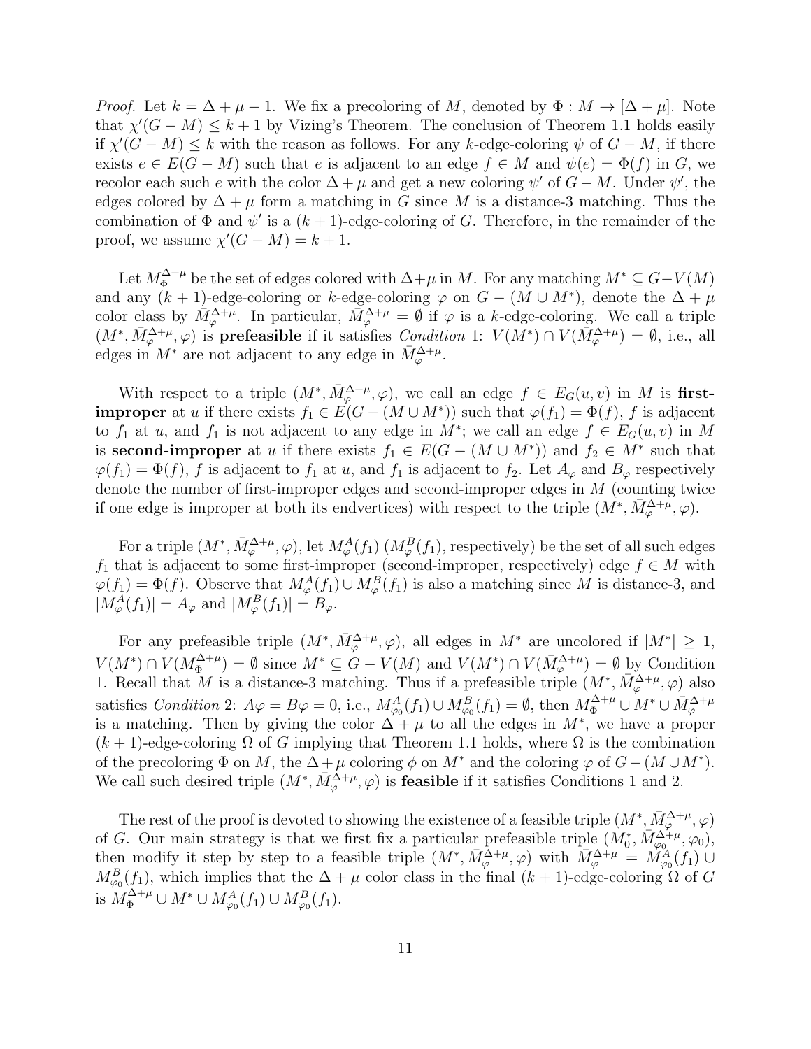*Proof.* Let $k = \Delta + \mu - 1$. We fix a precoloring of $M$, denoted by $\Phi : M \to [\Delta + \mu]$. Note that $\chi'(G - M) \leq k + 1$ by Vizing's Theorem. The conclusion of Theorem 1.1 holds easily if $\chi'(G - M) \leq k$ with the reason as follows. For any $k$-edge-coloring $\psi$ of $G - M$, if there exists $e \in E(G - M)$ such that $e$ is adjacent to an edge $f \in M$ and $\psi(e) = \Phi(f)$ in $G$, we recolor each such $e$ with the color $\Delta + \mu$ and get a new coloring $\psi'$ of $G - M$. Under $\psi'$, the edges colored by $\Delta + \mu$ form a matching in $G$ since $M$ is a distance-3 matching. Thus the combination of $\Phi$ and $\psi'$ is a $(k+1)$-edge-coloring of $G$. Therefore, in the remainder of the proof, we assume $\chi'(G - M) = k + 1$.

Let $M_\Phi^{\Delta+\mu}$ be the set of edges colored with $\Delta+\mu$ in $M$. For any matching $M^* \subseteq G - V(M)$ and any $(k+1)$-edge-coloring or $k$-edge-coloring $\varphi$ on $G - (M \cup M^*)$, denote the $\Delta + \mu$ color class by $\bar{M}_\varphi^{\Delta+\mu}$. In particular, $\bar{M}_\varphi^{\Delta+\mu} = \emptyset$ if $\varphi$ is a $k$-edge-coloring. We call a triple $(M^*, \bar{M}_\varphi^{\Delta+\mu}, \varphi)$ is **prefeasible** if it satisfies *Condition* 1: $V(M^*) \cap V(\bar{M}_\varphi^{\Delta+\mu}) = \emptyset$, i.e., all edges in $M^*$ are not adjacent to any edge in $\bar{M}_\varphi^{\Delta+\mu}$.

With respect to a triple $(M^*, \bar{M}_\varphi^{\Delta+\mu}, \varphi)$, we call an edge $f \in E_G(u, v)$ in $M$ is **first-improper** at $u$ if there exists $f_1 \in E(G - (M \cup M^*))$ such that $\varphi(f_1) = \Phi(f)$, $f$ is adjacent to $f_1$ at $u$, and $f_1$ is not adjacent to any edge in $M^*$; we call an edge $f \in E_G(u, v)$ in $M$ is **second-improper** at $u$ if there exists $f_1 \in E(G - (M \cup M^*))$ and $f_2 \in M^*$ such that $\varphi(f_1) = \Phi(f)$, $f$ is adjacent to $f_1$ at $u$, and $f_1$ is adjacent to $f_2$. Let $A_\varphi$ and $B_\varphi$ respectively denote the number of first-improper edges and second-improper edges in $M$ (counting twice if one edge is improper at both its endvertices) with respect to the triple $(M^*, \bar{M}_\varphi^{\Delta+\mu}, \varphi)$.

For a triple $(M^*, \bar{M}_\varphi^{\Delta+\mu}, \varphi)$, let $M_\varphi^A(f_1)$ ($M_\varphi^B(f_1)$, respectively) be the set of all such edges $f_1$ that is adjacent to some first-improper (second-improper, respectively) edge $f \in M$ with $\varphi(f_1) = \Phi(f)$. Observe that $M_\varphi^A(f_1) \cup M_\varphi^B(f_1)$ is also a matching since $M$ is distance-3, and $|M_\varphi^A(f_1)| = A_\varphi$ and $|M_\varphi^B(f_1)| = B_\varphi$.

For any prefeasible triple $(M^*, \bar{M}_\varphi^{\Delta+\mu}, \varphi)$, all edges in $M^*$ are uncolored if $|M^*| \geq 1$, $V(M^*) \cap V(M_\Phi^{\Delta+\mu}) = \emptyset$ since $M^* \subseteq G - V(M)$ and $V(M^*) \cap V(\bar{M}_\varphi^{\Delta+\mu}) = \emptyset$ by Condition 1. Recall that $M$ is a distance-3 matching. Thus if a prefeasible triple $(M^*, \bar{M}_\varphi^{\Delta+\mu}, \varphi)$ also satisfies *Condition* 2: $A\varphi = B\varphi = 0$, i.e., $M_{\varphi_0}^A(f_1) \cup M_{\varphi_0}^B(f_1) = \emptyset$, then $M_\Phi^{\Delta+\mu} \cup M^* \cup \bar{M}_\varphi^{\Delta+\mu}$ is a matching. Then by giving the color $\Delta + \mu$ to all the edges in $M^*$, we have a proper $(k+1)$-edge-coloring $\Omega$ of $G$ implying that Theorem 1.1 holds, where $\Omega$ is the combination of the precoloring $\Phi$ on $M$, the $\Delta + \mu$ coloring $\phi$ on $M^*$ and the coloring $\varphi$ of $G - (M \cup M^*)$. We call such desired triple $(M^*, \bar{M}_\varphi^{\Delta+\mu}, \varphi)$ is **feasible** if it satisfies Conditions 1 and 2.

The rest of the proof is devoted to showing the existence of a feasible triple $(M^*, \bar{M}_\varphi^{\Delta+\mu}, \varphi)$ of $G$. Our main strategy is that we first fix a particular prefeasible triple $(M_0^*, \bar{M}_{\varphi_0}^{\Delta+\mu}, \varphi_0)$, then modify it step by step to a feasible triple $(M^*, \bar{M}_\varphi^{\Delta+\mu}, \varphi)$ with $\bar{M}_\varphi^{\Delta+\mu} = M_{\varphi_0}^A(f_1) \cup M_{\varphi_0}^B(f_1)$, which implies that the $\Delta + \mu$ color class in the final $(k+1)$-edge-coloring $\Omega$ of $G$ is $M_\Phi^{\Delta+\mu} \cup M^* \cup M_{\varphi_0}^A(f_1) \cup M_{\varphi_0}^B(f_1)$.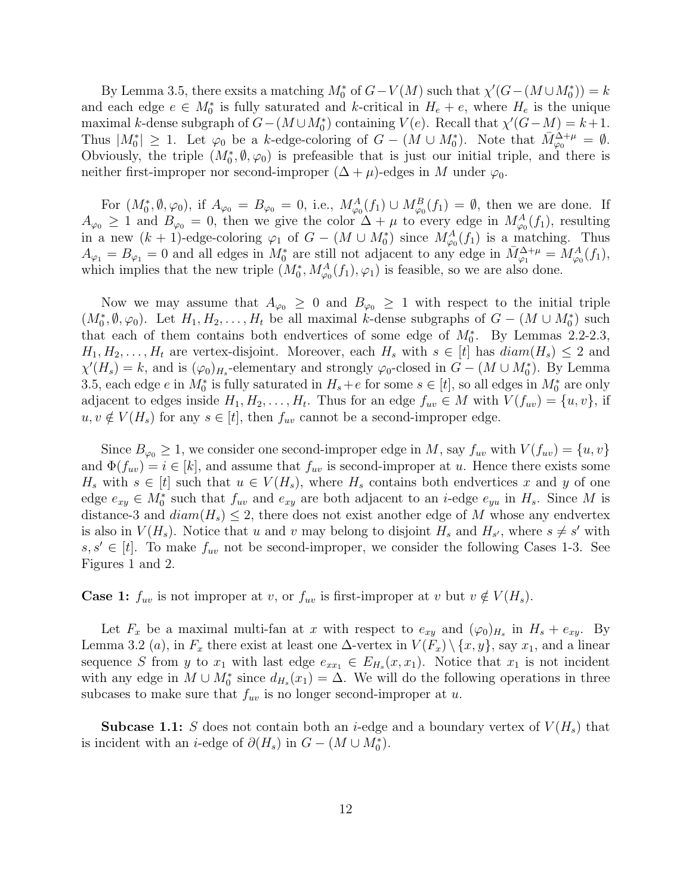By Lemma 3.5, there exsits a matching $M_0^*$ of $G-V(M)$ such that $\chi'(G-(M\cup M_0^*))=k$ and each edge $e\in M_0^*$ is fully saturated and $k$-critical in $H_e+e$, where $H_e$ is the unique maximal $k$-dense subgraph of $G-(M\cup M_0^*)$ containing $V(e)$. Recall that $\chi'(G-M)=k+1$. Thus $|M_0^*|\geq 1$. Let $\varphi_0$ be a $k$-edge-coloring of $G-(M\cup M_0^*)$. Note that $\bar{M}_{\varphi_0}^{\Delta+\mu}=\emptyset$. Obviously, the triple $(M_0^*,\emptyset,\varphi_0)$ is prefeasible that is just our initial triple, and there is neither first-improper nor second-improper $(\Delta+\mu)$-edges in $M$ under $\varphi_0$.

For $(M_0^*,\emptyset,\varphi_0)$, if $A_{\varphi_0}=B_{\varphi_0}=0$, i.e., $M_{\varphi_0}^A(f_1)\cup M_{\varphi_0}^B(f_1)=\emptyset$, then we are done. If $A_{\varphi_0}\geq 1$ and $B_{\varphi_0}=0$, then we give the color $\Delta+\mu$ to every edge in $M_{\varphi_0}^A(f_1)$, resulting in a new $(k+1)$-edge-coloring $\varphi_1$ of $G-(M\cup M_0^*)$ since $M_{\varphi_0}^A(f_1)$ is a matching. Thus $A_{\varphi_1}=B_{\varphi_1}=0$ and all edges in $M_0^*$ are still not adjacent to any edge in $\bar{M}_{\varphi_1}^{\Delta+\mu}=M_{\varphi_0}^A(f_1)$, which implies that the new triple $(M_0^*,M_{\varphi_0}^A(f_1),\varphi_1)$ is feasible, so we are also done.

Now we may assume that $A_{\varphi_0}\geq 0$ and $B_{\varphi_0}\geq 1$ with respect to the initial triple $(M_0^*,\emptyset,\varphi_0)$. Let $H_1,H_2,\ldots,H_t$ be all maximal $k$-dense subgraphs of $G-(M\cup M_0^*)$ such that each of them contains both endvertices of some edge of $M_0^*$. By Lemmas 2.2-2.3, $H_1,H_2,\ldots,H_t$ are vertex-disjoint. Moreover, each $H_s$ with $s\in[t]$ has $diam(H_s)\leq 2$ and $\chi'(H_s)=k$, and is $(\varphi_0)_{H_s}$-elementary and strongly $\varphi_0$-closed in $G-(M\cup M_0^*)$. By Lemma 3.5, each edge $e$ in $M_0^*$ is fully saturated in $H_s+e$ for some $s\in[t]$, so all edges in $M_0^*$ are only adjacent to edges inside $H_1,H_2,\ldots,H_t$. Thus for an edge $f_{uv}\in M$ with $V(f_{uv})=\{u,v\}$, if $u,v\notin V(H_s)$ for any $s\in[t]$, then $f_{uv}$ cannot be a second-improper edge.

Since $B_{\varphi_0}\geq 1$, we consider one second-improper edge in $M$, say $f_{uv}$ with $V(f_{uv})=\{u,v\}$ and $\Phi(f_{uv})=i\in[k]$, and assume that $f_{uv}$ is second-improper at $u$. Hence there exists some $H_s$ with $s\in[t]$ such that $u\in V(H_s)$, where $H_s$ contains both endvertices $x$ and $y$ of one edge $e_{xy}\in M_0^*$ such that $f_{uv}$ and $e_{xy}$ are both adjacent to an $i$-edge $e_{yu}$ in $H_s$. Since $M$ is distance-3 and $diam(H_s)\leq 2$, there does not exist another edge of $M$ whose any endvertex is also in $V(H_s)$. Notice that $u$ and $v$ may belong to disjoint $H_s$ and $H_{s'}$, where $s\neq s'$ with $s,s'\in[t]$. To make $f_{uv}$ not be second-improper, we consider the following Cases 1-3. See Figures 1 and 2.

**Case 1:** $f_{uv}$ is not improper at $v$, or $f_{uv}$ is first-improper at $v$ but $v\notin V(H_s)$.

Let $F_x$ be a maximal multi-fan at $x$ with respect to $e_{xy}$ and $(\varphi_0)_{H_s}$ in $H_s+e_{xy}$. By Lemma 3.2 (*a*), in $F_x$ there exist at least one $\Delta$-vertex in $V(F_x)\setminus\{x,y\}$, say $x_1$, and a linear sequence $S$ from $y$ to $x_1$ with last edge $e_{xx_1}\in E_{H_s}(x,x_1)$. Notice that $x_1$ is not incident with any edge in $M\cup M_0^*$ since $d_{H_s}(x_1)=\Delta$. We will do the following operations in three subcases to make sure that $f_{uv}$ is no longer second-improper at $u$.

**Subcase 1.1:** *$S$ does not contain both an $i$-edge and a boundary vertex of $V(H_s)$ that is incident with an $i$-edge of $\partial(H_s)$ in $G-(M\cup M_0^*)$.*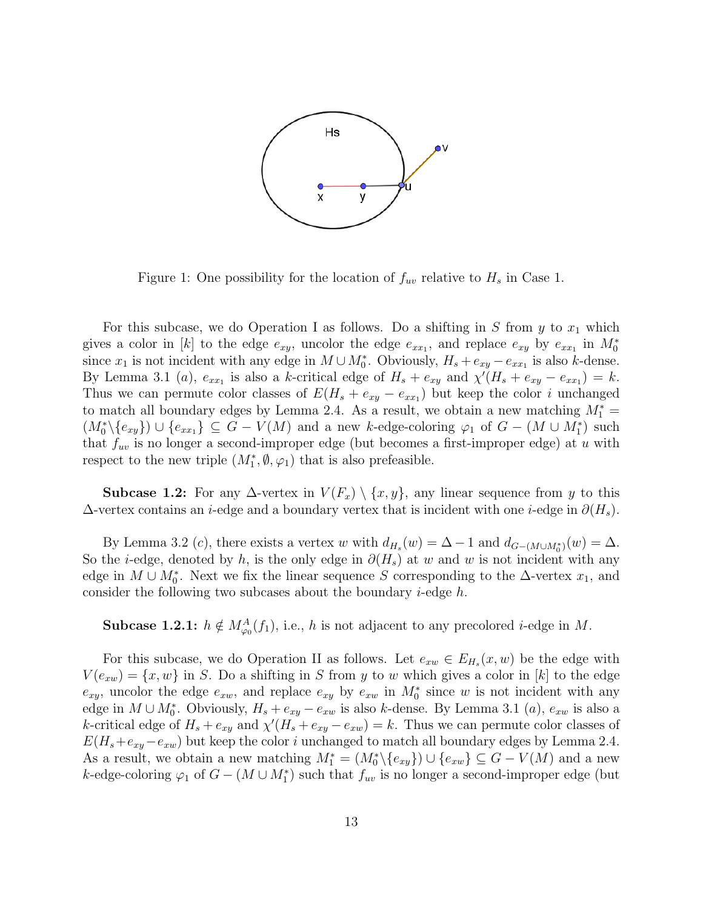Figure 1: One possibility for the location of $f_{uv}$ relative to $H_s$ in Case 1.

For this subcase, we do Operation I as follows. Do a shifting in $S$ from $y$ to $x_1$ which gives a color in $[k]$ to the edge $e_{xy}$, uncolor the edge $e_{xx_1}$, and replace $e_{xy}$ by $e_{xx_1}$ in $M_0^*$ since $x_1$ is not incident with any edge in $M \cup M_0^*$. Obviously, $H_s + e_{xy} - e_{xx_1}$ is also $k$-dense. By Lemma 3.1 $(a)$, $e_{xx_1}$ is also a $k$-critical edge of $H_s + e_{xy}$ and $\chi'(H_s + e_{xy} - e_{xx_1}) = k$. Thus we can permute color classes of $E(H_s + e_{xy} - e_{xx_1})$ but keep the color $i$ unchanged to match all boundary edges by Lemma 2.4. As a result, we obtain a new matching $M_1^* = (M_0^* \backslash \{e_{xy}\}) \cup \{e_{xx_1}\} \subseteq G - V(M)$ and a new $k$-edge-coloring $\varphi_1$ of $G - (M \cup M_1^*)$ such that $f_{uv}$ is no longer a second-improper edge (but becomes a first-improper edge) at $u$ with respect to the new triple $(M_1^*, \emptyset, \varphi_1)$ that is also prefeasible.

**Subcase 1.2:** For any $\Delta$-vertex in $V(F_x) \setminus \{x, y\}$, any linear sequence from $y$ to this $\Delta$-vertex contains an $i$-edge and a boundary vertex that is incident with one $i$-edge in $\partial(H_s)$.

By Lemma 3.2 $(c)$, there exists a vertex $w$ with $d_{H_s}(w) = \Delta - 1$ and $d_{G-(M\cup M_0^*)}(w) = \Delta$. So the $i$-edge, denoted by $h$, is the only edge in $\partial(H_s)$ at $w$ and $w$ is not incident with any edge in $M \cup M_0^*$. Next we fix the linear sequence $S$ corresponding to the $\Delta$-vertex $x_1$, and consider the following two subcases about the boundary $i$-edge $h$.

**Subcase 1.2.1:** $h \notin M_{\varphi_0}^A(f_1)$, i.e., $h$ is not adjacent to any precolored $i$-edge in $M$.

For this subcase, we do Operation II as follows. Let $e_{xw} \in E_{H_s}(x, w)$ be the edge with $V(e_{xw}) = \{x, w\}$ in $S$. Do a shifting in $S$ from $y$ to $w$ which gives a color in $[k]$ to the edge $e_{xy}$, uncolor the edge $e_{xw}$, and replace $e_{xy}$ by $e_{xw}$ in $M_0^*$ since $w$ is not incident with any edge in $M \cup M_0^*$. Obviously, $H_s + e_{xy} - e_{xw}$ is also $k$-dense. By Lemma 3.1 $(a)$, $e_{xw}$ is also a $k$-critical edge of $H_s + e_{xy}$ and $\chi'(H_s + e_{xy} - e_{xw}) = k$. Thus we can permute color classes of $E(H_s + e_{xy} - e_{xw})$ but keep the color $i$ unchanged to match all boundary edges by Lemma 2.4. As a result, we obtain a new matching $M_1^* = (M_0^* \backslash \{e_{xy}\}) \cup \{e_{xw}\} \subseteq G - V(M)$ and a new $k$-edge-coloring $\varphi_1$ of $G - (M \cup M_1^*)$ such that $f_{uv}$ is no longer a second-improper edge (but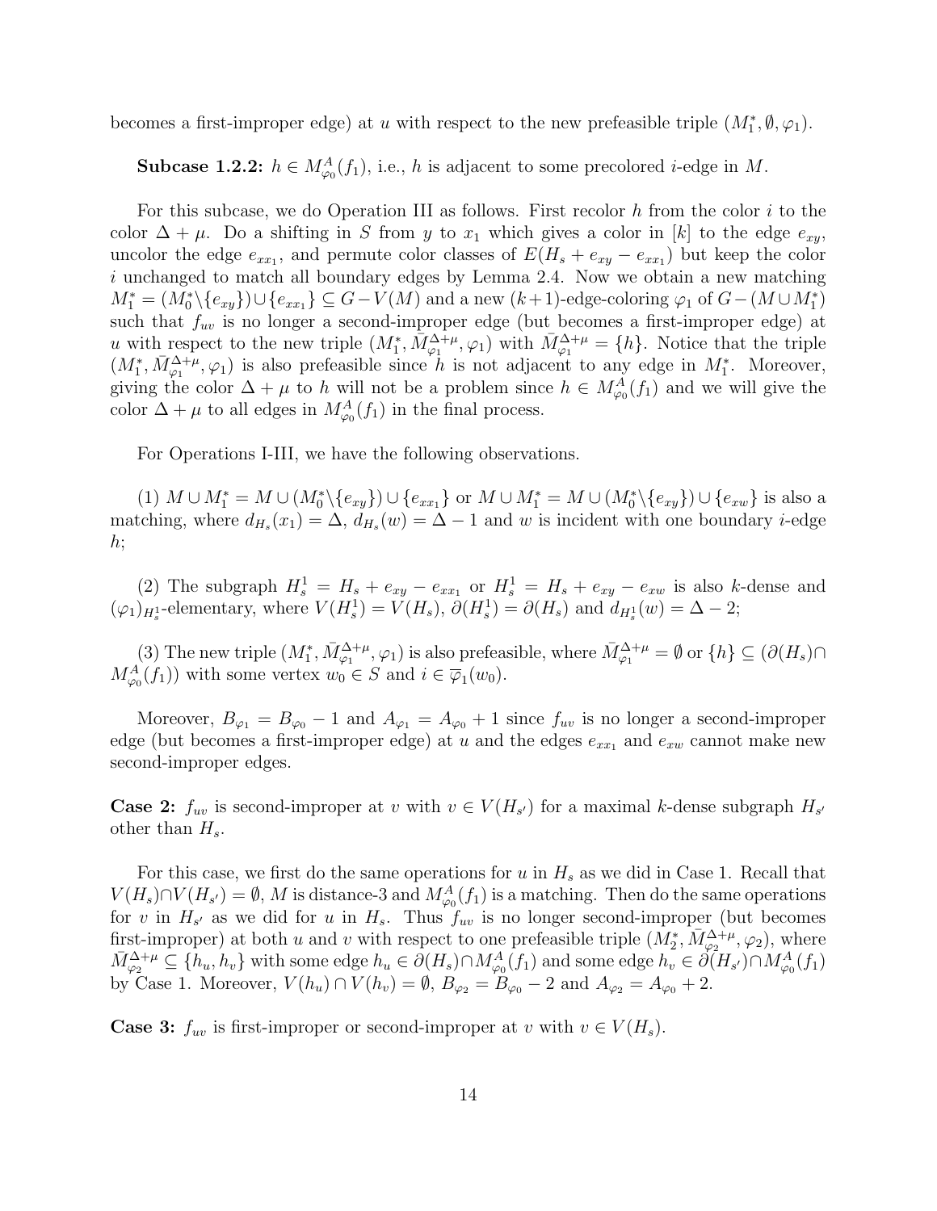becomes a first-improper edge) at $u$ with respect to the new prefeasible triple $(M_1^*, \emptyset, \varphi_1)$.

**Subcase 1.2.2:** $h \in M_{\varphi_0}^A(f_1)$, i.e., $h$ is adjacent to some precolored $i$-edge in $M$.

For this subcase, we do Operation III as follows. First recolor $h$ from the color $i$ to the color $\Delta + \mu$. Do a shifting in $S$ from $y$ to $x_1$ which gives a color in $[k]$ to the edge $e_{xy}$, uncolor the edge $e_{xx_1}$, and permute color classes of $E(H_s + e_{xy} - e_{xx_1})$ but keep the color $i$ unchanged to match all boundary edges by Lemma 2.4. Now we obtain a new matching $M_1^* = (M_0^* \backslash \{e_{xy}\}) \cup \{e_{xx_1}\} \subseteq G - V(M)$ and a new $(k+1)$-edge-coloring $\varphi_1$ of $G - (M \cup M_1^*)$ such that $f_{uv}$ is no longer a second-improper edge (but becomes a first-improper edge) at $u$ with respect to the new triple $(M_1^*, \bar{M}_{\varphi_1}^{\Delta+\mu}, \varphi_1)$ with $\bar{M}_{\varphi_1}^{\Delta+\mu} = \{h\}$. Notice that the triple $(M_1^*, \bar{M}_{\varphi_1}^{\Delta+\mu}, \varphi_1)$ is also prefeasible since $h$ is not adjacent to any edge in $M_1^*$. Moreover, giving the color $\Delta + \mu$ to $h$ will not be a problem since $h \in M_{\varphi_0}^A(f_1)$ and we will give the color $\Delta + \mu$ to all edges in $M_{\varphi_0}^A(f_1)$ in the final process.

For Operations I-III, we have the following observations.

(1) $M \cup M_1^* = M \cup (M_0^* \backslash \{e_{xy}\}) \cup \{e_{xx_1}\}$ or $M \cup M_1^* = M \cup (M_0^* \backslash \{e_{xy}\}) \cup \{e_{xw}\}$ is also a matching, where $d_{H_s}(x_1) = \Delta$, $d_{H_s}(w) = \Delta - 1$ and $w$ is incident with one boundary $i$-edge $h$;

(2) The subgraph $H_s^1 = H_s + e_{xy} - e_{xx_1}$ or $H_s^1 = H_s + e_{xy} - e_{xw}$ is also $k$-dense and $(\varphi_1)_{H_s^1}$-elementary, where $V(H_s^1) = V(H_s)$, $\partial(H_s^1) = \partial(H_s)$ and $d_{H_s^1}(w) = \Delta - 2$;

(3) The new triple $(M_1^*, \bar{M}_{\varphi_1}^{\Delta+\mu}, \varphi_1)$ is also prefeasible, where $\bar{M}_{\varphi_1}^{\Delta+\mu} = \emptyset$ or $\{h\} \subseteq (\partial(H_s) \cap M_{\varphi_0}^A(f_1))$ with some vertex $w_0 \in S$ and $i \in \overline{\varphi}_1(w_0)$.

Moreover, $B_{\varphi_1} = B_{\varphi_0} - 1$ and $A_{\varphi_1} = A_{\varphi_0} + 1$ since $f_{uv}$ is no longer a second-improper edge (but becomes a first-improper edge) at $u$ and the edges $e_{xx_1}$ and $e_{xw}$ cannot make new second-improper edges.

**Case 2:** $f_{uv}$ is second-improper at $v$ with $v \in V(H_{s'})$ for a maximal $k$-dense subgraph $H_{s'}$ other than $H_s$.

For this case, we first do the same operations for $u$ in $H_s$ as we did in Case 1. Recall that $V(H_s) \cap V(H_{s'}) = \emptyset$, $M$ is distance-3 and $M_{\varphi_0}^A(f_1)$ is a matching. Then do the same operations for $v$ in $H_{s'}$ as we did for $u$ in $H_s$. Thus $f_{uv}$ is no longer second-improper (but becomes first-improper) at both $u$ and $v$ with respect to one prefeasible triple $(M_2^*, \bar{M}_{\varphi_2}^{\Delta+\mu}, \varphi_2)$, where $\bar{M}_{\varphi_2}^{\Delta+\mu} \subseteq \{h_u, h_v\}$ with some edge $h_u \in \partial(H_s) \cap M_{\varphi_0}^A(f_1)$ and some edge $h_v \in \partial(H_{s'}) \cap M_{\varphi_0}^A(f_1)$ by Case 1. Moreover, $V(h_u) \cap V(h_v) = \emptyset$, $B_{\varphi_2} = B_{\varphi_0} - 2$ and $A_{\varphi_2} = A_{\varphi_0} + 2$.

**Case 3:** $f_{uv}$ is first-improper or second-improper at $v$ with $v \in V(H_s)$.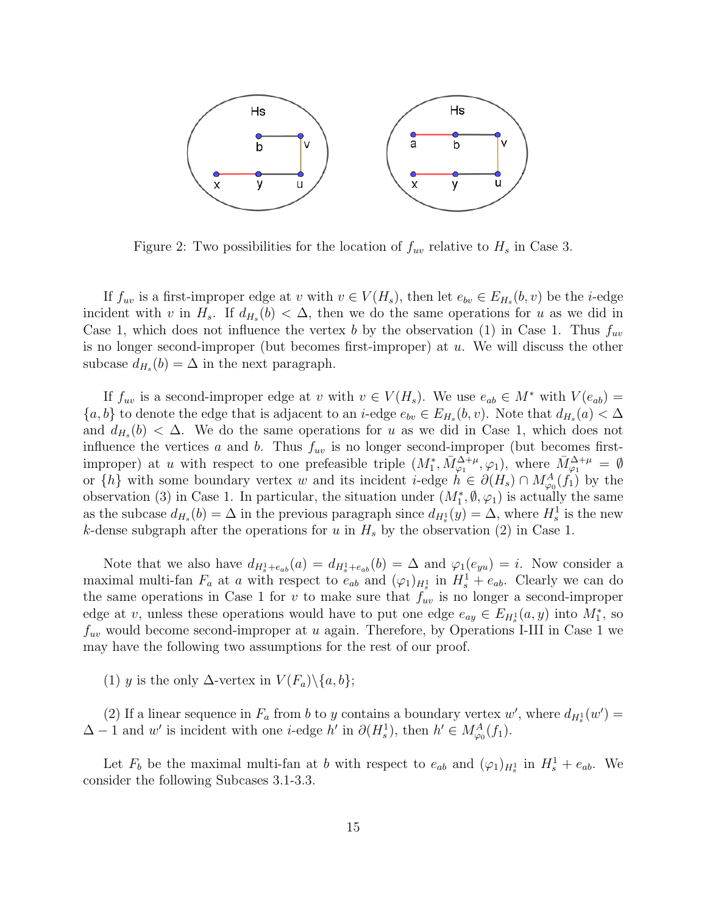Figure 2: Two possibilities for the location of $f_{uv}$ relative to $H_s$ in Case 3.

If $f_{uv}$ is a first-improper edge at $v$ with $v \in V(H_s)$, then let $e_{bv} \in E_{H_s}(b,v)$ be the $i$-edge incident with $v$ in $H_s$. If $d_{H_s}(b) < \Delta$, then we do the same operations for $u$ as we did in Case 1, which does not influence the vertex $b$ by the observation (1) in Case 1. Thus $f_{uv}$ is no longer second-improper (but becomes first-improper) at $u$. We will discuss the other subcase $d_{H_s}(b) = \Delta$ in the next paragraph.

If $f_{uv}$ is a second-improper edge at $v$ with $v \in V(H_s)$. We use $e_{ab} \in M^*$ with $V(e_{ab}) = \{a, b\}$ to denote the edge that is adjacent to an $i$-edge $e_{bv} \in E_{H_s}(b, v)$. Note that $d_{H_s}(a) < \Delta$ and $d_{H_s}(b) < \Delta$. We do the same operations for $u$ as we did in Case 1, which does not influence the vertices $a$ and $b$. Thus $f_{uv}$ is no longer second-improper (but becomes first-improper) at $u$ with respect to one prefeasible triple $(M_1^*, \bar{M}_{\varphi_1}^{\Delta+\mu}, \varphi_1)$, where $\bar{M}_{\varphi_1}^{\Delta+\mu} = \emptyset$ or $\{h\}$ with some boundary vertex $w$ and its incident $i$-edge $h \in \partial(H_s) \cap M_{\varphi_0}^A(f_1)$ by the observation (3) in Case 1. In particular, the situation under $(M_1^*, \emptyset, \varphi_1)$ is actually the same as the subcase $d_{H_s}(b) = \Delta$ in the previous paragraph since $d_{H_s^1}(y) = \Delta$, where $H_s^1$ is the new $k$-dense subgraph after the operations for $u$ in $H_s$ by the observation (2) in Case 1.

Note that we also have $d_{H_s^1+e_{ab}}(a) = d_{H_s^1+e_{ab}}(b) = \Delta$ and $\varphi_1(e_{yu}) = i$. Now consider a maximal multi-fan $F_a$ at $a$ with respect to $e_{ab}$ and $(\varphi_1)_{H_s^1}$ in $H_s^1 + e_{ab}$. Clearly we can do the same operations in Case 1 for $v$ to make sure that $f_{uv}$ is no longer a second-improper edge at $v$, unless these operations would have to put one edge $e_{ay} \in E_{H_s^1}(a, y)$ into $M_1^*$, so $f_{uv}$ would become second-improper at $u$ again. Therefore, by Operations I-III in Case 1 we may have the following two assumptions for the rest of our proof.

(1) $y$ is the only $\Delta$-vertex in $V(F_a)\backslash\{a, b\}$;

(2) If a linear sequence in $F_a$ from $b$ to $y$ contains a boundary vertex $w'$, where $d_{H_s^1}(w') = \Delta - 1$ and $w'$ is incident with one $i$-edge $h'$ in $\partial(H_s^1)$, then $h' \in M_{\varphi_0}^A(f_1)$.

Let $F_b$ be the maximal multi-fan at $b$ with respect to $e_{ab}$ and $(\varphi_1)_{H_s^1}$ in $H_s^1 + e_{ab}$. We consider the following Subcases 3.1-3.3.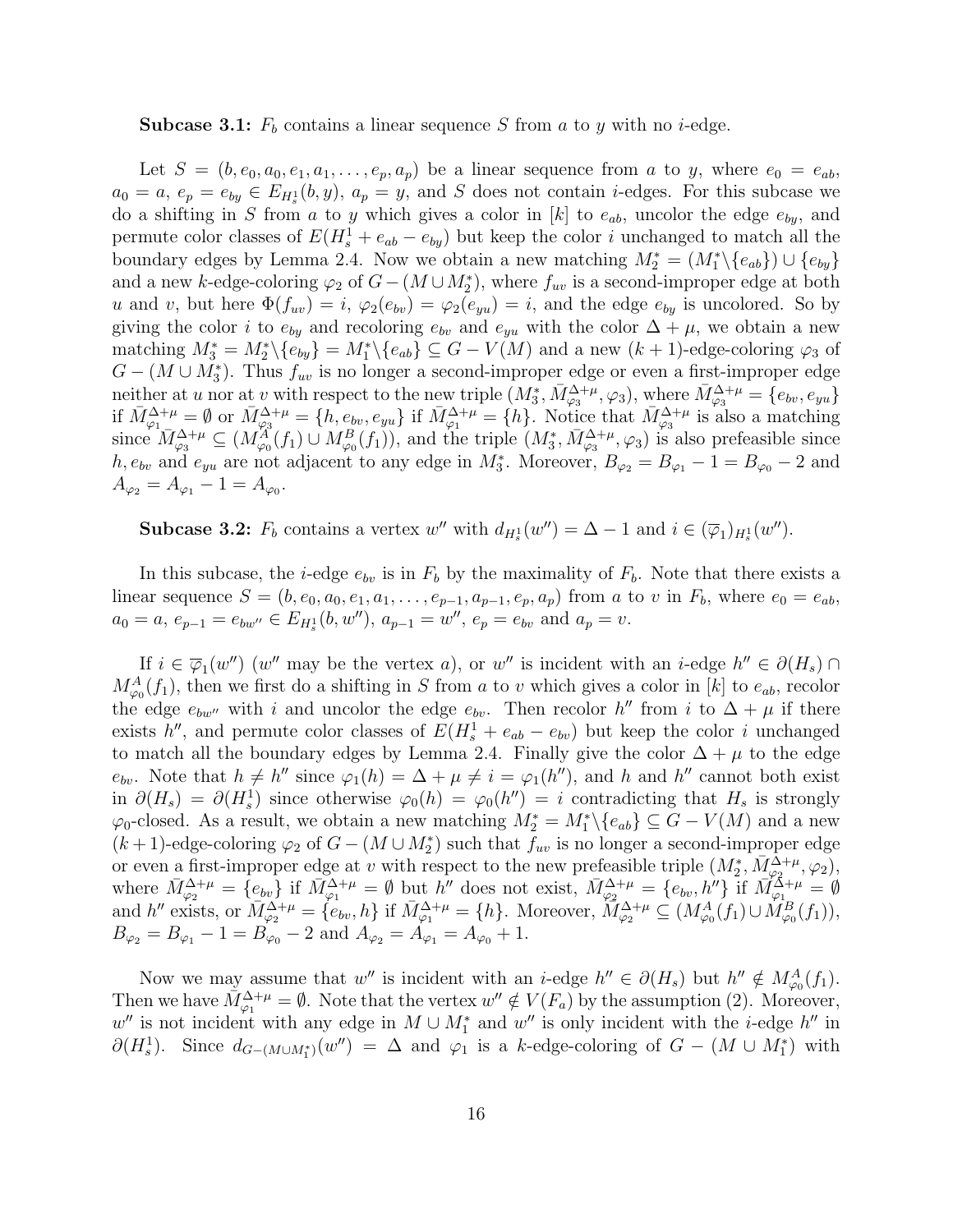**Subcase 3.1:** $F_b$ contains a linear sequence $S$ from $a$ to $y$ with no $i$-edge.

Let $S = (b, e_0, a_0, e_1, a_1, \ldots, e_p, a_p)$ be a linear sequence from $a$ to $y$, where $e_0 = e_{ab}$, $a_0 = a$, $e_p = e_{by} \in E_{H_s^1}(b, y)$, $a_p = y$, and $S$ does not contain $i$-edges. For this subcase we do a shifting in $S$ from $a$ to $y$ which gives a color in $[k]$ to $e_{ab}$, uncolor the edge $e_{by}$, and permute color classes of $E(H_s^1 + e_{ab} - e_{by})$ but keep the color $i$ unchanged to match all the boundary edges by Lemma 2.4. Now we obtain a new matching $M_2^* = (M_1^* \backslash \{e_{ab}\}) \cup \{e_{by}\}$ and a new $k$-edge-coloring $\varphi_2$ of $G - (M \cup M_2^*)$, where $f_{uv}$ is a second-improper edge at both $u$ and $v$, but here $\Phi(f_{uv}) = i$, $\varphi_2(e_{bv}) = \varphi_2(e_{yu}) = i$, and the edge $e_{by}$ is uncolored. So by giving the color $i$ to $e_{by}$ and recoloring $e_{bv}$ and $e_{yu}$ with the color $\Delta + \mu$, we obtain a new matching $M_3^* = M_2^* \backslash \{e_{by}\} = M_1^* \backslash \{e_{ab}\} \subseteq G - V(M)$ and a new $(k+1)$-edge-coloring $\varphi_3$ of $G - (M \cup M_3^*)$. Thus $f_{uv}$ is no longer a second-improper edge or even a first-improper edge neither at $u$ nor at $v$ with respect to the new triple $(M_3^*, \bar{M}_{\varphi_3}^{\Delta+\mu}, \varphi_3)$, where $\bar{M}_{\varphi_3}^{\Delta+\mu} = \{e_{bv}, e_{yu}\}$ if $\bar{M}_{\varphi_1}^{\Delta+\mu} = \emptyset$ or $\bar{M}_{\varphi_3}^{\Delta+\mu} = \{h, e_{bv}, e_{yu}\}$ if $\bar{M}_{\varphi_1}^{\Delta+\mu} = \{h\}$. Notice that $\bar{M}_{\varphi_3}^{\Delta+\mu}$ is also a matching since $\bar{M}_{\varphi_3}^{\Delta+\mu} \subseteq (M_{\varphi_0}^A(f_1) \cup M_{\varphi_0}^B(f_1))$, and the triple $(M_3^*, \bar{M}_{\varphi_3}^{\Delta+\mu}, \varphi_3)$ is also prefeasible since $h, e_{bv}$ and $e_{yu}$ are not adjacent to any edge in $M_3^*$. Moreover, $B_{\varphi_2} = B_{\varphi_1} - 1 = B_{\varphi_0} - 2$ and $A_{\varphi_2} = A_{\varphi_1} - 1 = A_{\varphi_0}$.

**Subcase 3.2:** $F_b$ contains a vertex $w''$ with $d_{H_s^1}(w'') = \Delta - 1$ and $i \in (\overline{\varphi}_1)_{H_s^1}(w'')$.

In this subcase, the $i$-edge $e_{bv}$ is in $F_b$ by the maximality of $F_b$. Note that there exists a linear sequence $S = (b, e_0, a_0, e_1, a_1, \ldots, e_{p-1}, a_{p-1}, e_p, a_p)$ from $a$ to $v$ in $F_b$, where $e_0 = e_{ab}$, $a_0 = a$, $e_{p-1} = e_{bw''} \in E_{H_s^1}(b, w'')$, $a_{p-1} = w''$, $e_p = e_{bv}$ and $a_p = v$.

If $i \in \overline{\varphi}_1(w'')$ ($w''$ may be the vertex $a$), or $w''$ is incident with an $i$-edge $h'' \in \partial(H_s) \cap M_{\varphi_0}^A(f_1)$, then we first do a shifting in $S$ from $a$ to $v$ which gives a color in $[k]$ to $e_{ab}$, recolor the edge $e_{bw''}$ with $i$ and uncolor the edge $e_{bv}$. Then recolor $h''$ from $i$ to $\Delta + \mu$ if there exists $h''$, and permute color classes of $E(H_s^1 + e_{ab} - e_{bv})$ but keep the color $i$ unchanged to match all the boundary edges by Lemma 2.4. Finally give the color $\Delta + \mu$ to the edge $e_{bv}$. Note that $h \neq h''$ since $\varphi_1(h) = \Delta + \mu \neq i = \varphi_1(h'')$, and $h$ and $h''$ cannot both exist in $\partial(H_s) = \partial(H_s^1)$ since otherwise $\varphi_0(h) = \varphi_0(h'') = i$ contradicting that $H_s$ is strongly $\varphi_0$-closed. As a result, we obtain a new matching $M_2^* = M_1^* \backslash \{e_{ab}\} \subseteq G - V(M)$ and a new $(k+1)$-edge-coloring $\varphi_2$ of $G - (M \cup M_2^*)$ such that $f_{uv}$ is no longer a second-improper edge or even a first-improper edge at $v$ with respect to the new prefeasible triple $(M_2^*, \bar{M}_{\varphi_2}^{\Delta+\mu}, \varphi_2)$, where $\bar{M}_{\varphi_2}^{\Delta+\mu} = \{e_{bv}\}$ if $\bar{M}_{\varphi_1}^{\Delta+\mu} = \emptyset$ but $h''$ does not exist, $\bar{M}_{\varphi_2}^{\Delta+\mu} = \{e_{bv}, h''\}$ if $\bar{M}_{\varphi_1}^{\Delta+\mu} = \emptyset$ and $h''$ exists, or $\bar{M}_{\varphi_2}^{\Delta+\mu} = \{e_{bv}, h\}$ if $\bar{M}_{\varphi_1}^{\Delta+\mu} = \{h\}$. Moreover, $\bar{M}_{\varphi_2}^{\Delta+\mu} \subseteq (M_{\varphi_0}^A(f_1) \cup M_{\varphi_0}^B(f_1))$, $B_{\varphi_2} = B_{\varphi_1} - 1 = B_{\varphi_0} - 2$ and $A_{\varphi_2} = A_{\varphi_1} = A_{\varphi_0} + 1$.

Now we may assume that $w''$ is incident with an $i$-edge $h'' \in \partial(H_s)$ but $h'' \notin M_{\varphi_0}^A(f_1)$. Then we have $\bar{M}_{\varphi_1}^{\Delta+\mu} = \emptyset$. Note that the vertex $w'' \notin V(F_a)$ by the assumption (2). Moreover, $w''$ is not incident with any edge in $M \cup M_1^*$ and $w''$ is only incident with the $i$-edge $h''$ in $\partial(H_s^1)$. Since $d_{G-(M \cup M_1^*)}(w'') = \Delta$ and $\varphi_1$ is a $k$-edge-coloring of $G - (M \cup M_1^*)$ with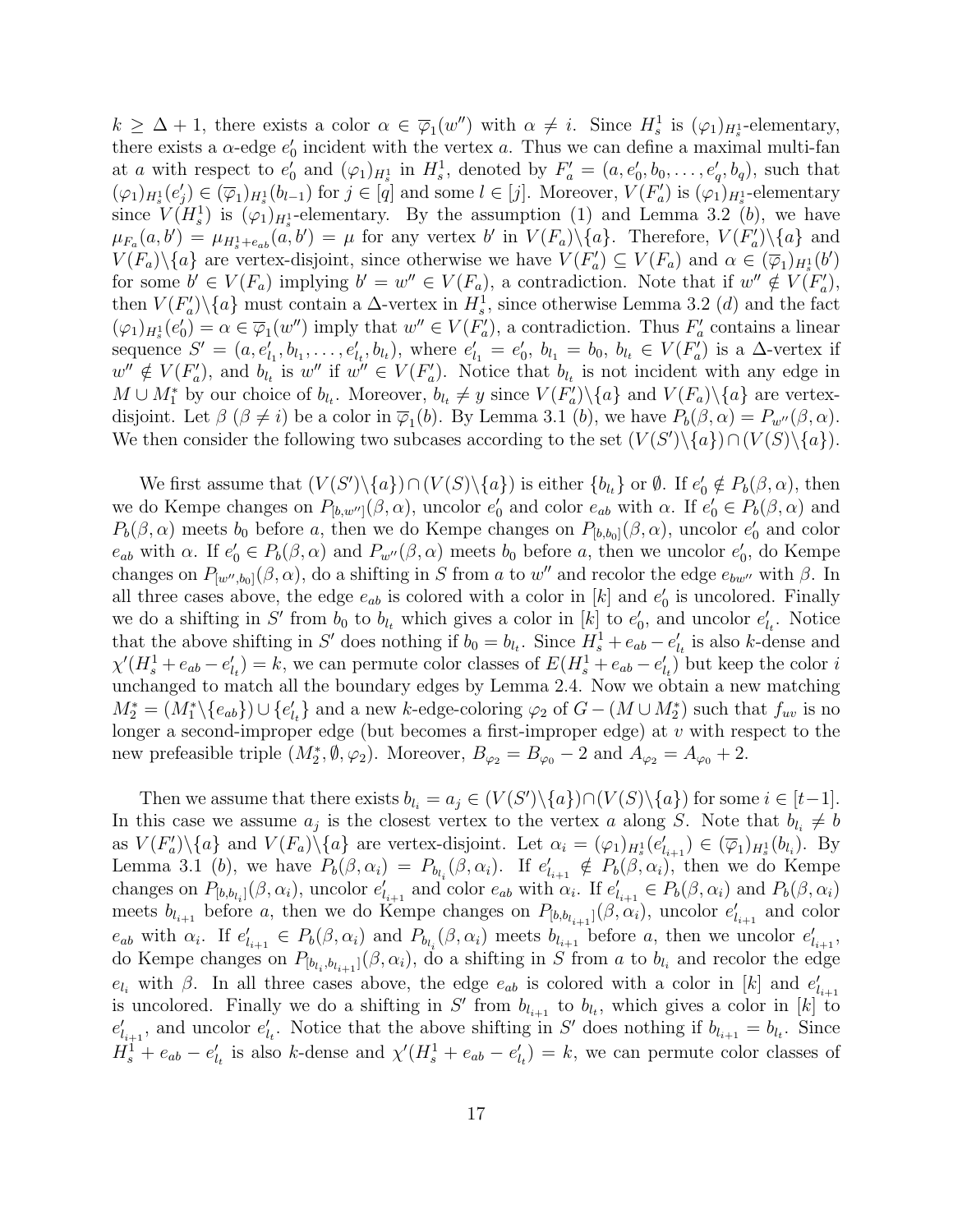$k \geq \Delta + 1$, there exists a color $\alpha \in \overline{\varphi}_1(w'')$ with $\alpha \neq i$. Since $H_s^1$ is $(\varphi_1)_{H_s^1}$-elementary, there exists a $\alpha$-edge $e_0'$ incident with the vertex $a$. Thus we can define a maximal multi-fan at $a$ with respect to $e_0'$ and $(\varphi_1)_{H_s^1}$ in $H_s^1$, denoted by $F_a' = (a, e_0', b_0, \ldots, e_q', b_q)$, such that $(\varphi_1)_{H_s^1}(e_j') \in (\overline{\varphi}_1)_{H_s^1}(b_{l-1})$ for $j \in [q]$ and some $l \in [j]$. Moreover, $V(F_a')$ is $(\varphi_1)_{H_s^1}$-elementary since $V(H_s^1)$ is $(\varphi_1)_{H_s^1}$-elementary. By the assumption (1) and Lemma 3.2 $(b)$, we have $\mu_{F_a}(a, b') = \mu_{H_s^1 + e_{ab}}(a, b') = \mu$ for any vertex $b'$ in $V(F_a)\backslash\{a\}$. Therefore, $V(F_a')\backslash\{a\}$ and $V(F_a)\backslash\{a\}$ are vertex-disjoint, since otherwise we have $V(F_a') \subseteq V(F_a)$ and $\alpha \in (\overline{\varphi}_1)_{H_s^1}(b')$ for some $b' \in V(F_a)$ implying $b' = w'' \in V(F_a)$, a contradiction. Note that if $w'' \notin V(F_a')$, then $V(F_a')\backslash\{a\}$ must contain a $\Delta$-vertex in $H_s^1$, since otherwise Lemma 3.2 $(d)$ and the fact $(\varphi_1)_{H_s^1}(e_0') = \alpha \in \overline{\varphi}_1(w'')$ imply that $w'' \in V(F_a')$, a contradiction. Thus $F_a'$ contains a linear sequence $S' = (a, e_{l_1}', b_{l_1}, \ldots, e_{l_t}', b_{l_t})$, where $e_{l_1}' = e_0'$, $b_{l_1} = b_0$, $b_{l_t} \in V(F_a')$ is a $\Delta$-vertex if $w'' \notin V(F_a')$, and $b_{l_t}$ is $w''$ if $w'' \in V(F_a')$. Notice that $b_{l_t}$ is not incident with any edge in $M \cup M_1^*$ by our choice of $b_{l_t}$. Moreover, $b_{l_t} \neq y$ since $V(F_a')\backslash\{a\}$ and $V(F_a)\backslash\{a\}$ are vertex-disjoint. Let $\beta$ $(\beta \neq i)$ be a color in $\overline{\varphi}_1(b)$. By Lemma 3.1 $(b)$, we have $P_b(\beta, \alpha) = P_{w''}(\beta, \alpha)$. We then consider the following two subcases according to the set $(V(S')\backslash\{a\}) \cap (V(S)\backslash\{a\})$.

We first assume that $(V(S')\backslash\{a\}) \cap (V(S)\backslash\{a\})$ is either $\{b_{l_t}\}$ or $\emptyset$. If $e_0' \notin P_b(\beta, \alpha)$, then we do Kempe changes on $P_{[b,w'']}(\beta, \alpha)$, uncolor $e_0'$ and color $e_{ab}$ with $\alpha$. If $e_0' \in P_b(\beta, \alpha)$ and $P_b(\beta, \alpha)$ meets $b_0$ before $a$, then we do Kempe changes on $P_{[b,b_0]}(\beta, \alpha)$, uncolor $e_0'$ and color $e_{ab}$ with $\alpha$. If $e_0' \in P_b(\beta, \alpha)$ and $P_{w''}(\beta, \alpha)$ meets $b_0$ before $a$, then we uncolor $e_0'$, do Kempe changes on $P_{[w'',b_0]}(\beta, \alpha)$, do a shifting in $S$ from $a$ to $w''$ and recolor the edge $e_{bw''}$ with $\beta$. In all three cases above, the edge $e_{ab}$ is colored with a color in $[k]$ and $e_0'$ is uncolored. Finally we do a shifting in $S'$ from $b_0$ to $b_{l_t}$ which gives a color in $[k]$ to $e_0'$, and uncolor $e_{l_t}'$. Notice that the above shifting in $S'$ does nothing if $b_0 = b_{l_t}$. Since $H_s^1 + e_{ab} - e_{l_t}'$ is also $k$-dense and $\chi'(H_s^1 + e_{ab} - e_{l_t}') = k$, we can permute color classes of $E(H_s^1 + e_{ab} - e_{l_t}')$ but keep the color $i$ unchanged to match all the boundary edges by Lemma 2.4. Now we obtain a new matching $M_2^* = (M_1^*\backslash\{e_{ab}\}) \cup \{e_{l_t}'\}$ and a new $k$-edge-coloring $\varphi_2$ of $G - (M \cup M_2^*)$ such that $f_{uv}$ is no longer a second-improper edge (but becomes a first-improper edge) at $v$ with respect to the new prefeasible triple $(M_2^*, \emptyset, \varphi_2)$. Moreover, $B_{\varphi_2} = B_{\varphi_0} - 2$ and $A_{\varphi_2} = A_{\varphi_0} + 2$.

Then we assume that there exists $b_{l_i} = a_j \in (V(S')\backslash\{a\}) \cap (V(S)\backslash\{a\})$ for some $i \in [t-1]$. In this case we assume $a_j$ is the closest vertex to the vertex $a$ along $S$. Note that $b_{l_i} \neq b$ as $V(F_a')\backslash\{a\}$ and $V(F_a)\backslash\{a\}$ are vertex-disjoint. Let $\alpha_i = (\varphi_1)_{H_s^1}(e_{l_{i+1}}') \in (\overline{\varphi}_1)_{H_s^1}(b_{l_i})$. By Lemma 3.1 $(b)$, we have $P_b(\beta, \alpha_i) = P_{b_{l_i}}(\beta, \alpha_i)$. If $e_{l_{i+1}}' \notin P_b(\beta, \alpha_i)$, then we do Kempe changes on $P_{[b,b_{l_i}]}(\beta, \alpha_i)$, uncolor $e_{l_{i+1}}'$ and color $e_{ab}$ with $\alpha_i$. If $e_{l_{i+1}}' \in P_b(\beta, \alpha_i)$ and $P_b(\beta, \alpha_i)$ meets $b_{l_{i+1}}$ before $a$, then we do Kempe changes on $P_{[b,b_{l_{i+1}}]}(\beta, \alpha_i)$, uncolor $e_{l_{i+1}}'$ and color $e_{ab}$ with $\alpha_i$. If $e_{l_{i+1}}' \in P_b(\beta, \alpha_i)$ and $P_{b_{l_i}}(\beta, \alpha_i)$ meets $b_{l_{i+1}}$ before $a$, then we uncolor $e_{l_{i+1}}'$, do Kempe changes on $P_{[b_{l_i},b_{l_{i+1}}]}(\beta, \alpha_i)$, do a shifting in $S$ from $a$ to $b_{l_i}$ and recolor the edge $e_{l_i}$ with $\beta$. In all three cases above, the edge $e_{ab}$ is colored with a color in $[k]$ and $e_{l_{i+1}}'$ is uncolored. Finally we do a shifting in $S'$ from $b_{l_{i+1}}$ to $b_{l_t}$, which gives a color in $[k]$ to $e_{l_{i+1}}'$, and uncolor $e_{l_t}'$. Notice that the above shifting in $S'$ does nothing if $b_{l_{i+1}} = b_{l_t}$. Since $H_s^1 + e_{ab} - e_{l_t}'$ is also $k$-dense and $\chi'(H_s^1 + e_{ab} - e_{l_t}') = k$, we can permute color classes of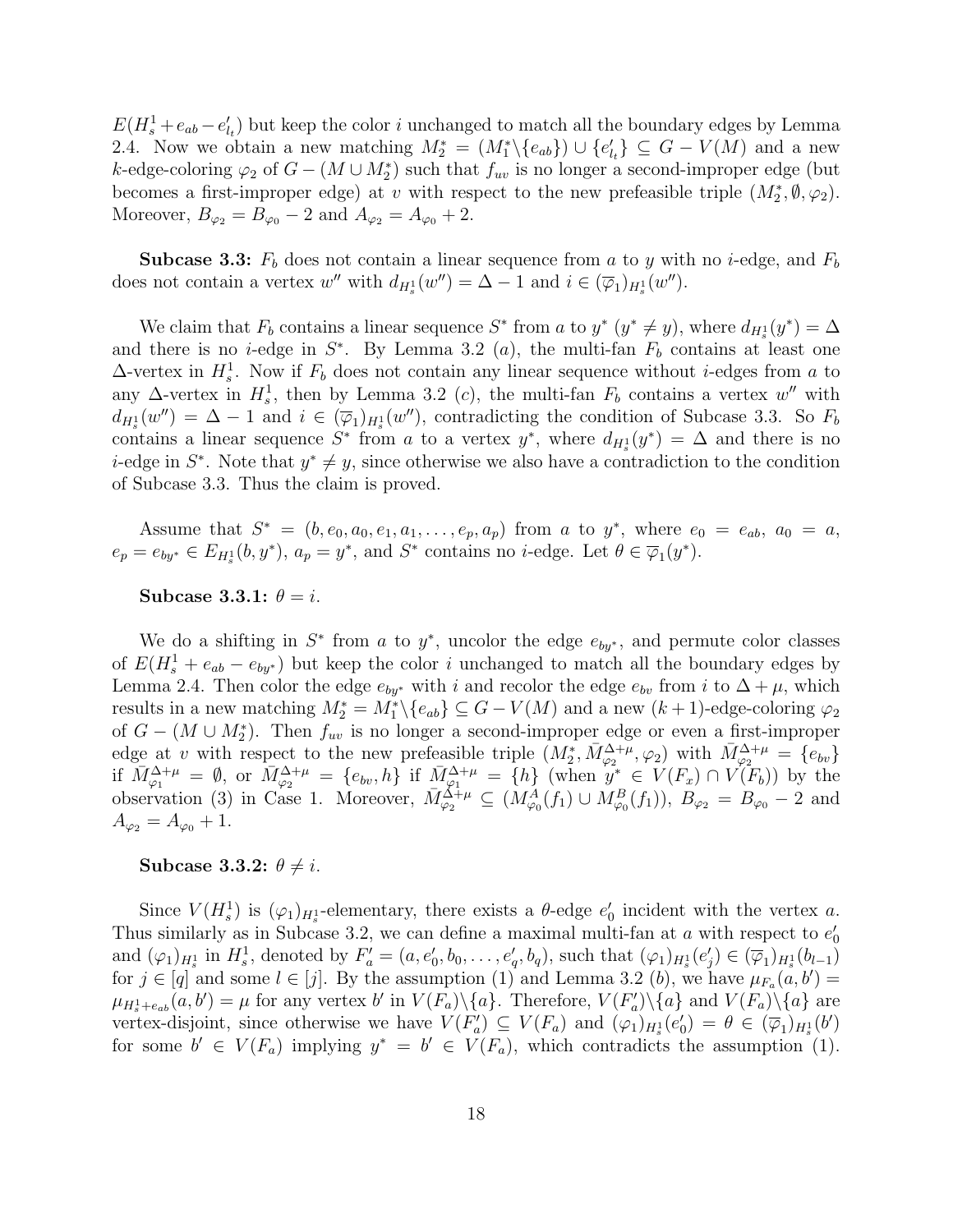$E(H_s^1+e_{ab}-e'_{l_t})$ but keep the color $i$ unchanged to match all the boundary edges by Lemma 2.4. Now we obtain a new matching $M_2^* = (M_1^*\backslash\{e_{ab}\}) \cup \{e'_{l_t}\} \subseteq G - V(M)$ and a new $k$-edge-coloring $\varphi_2$ of $G-(M\cup M_2^*)$ such that $f_{uv}$ is no longer a second-improper edge (but becomes a first-improper edge) at $v$ with respect to the new prefeasible triple $(M_2^*, \emptyset, \varphi_2)$. Moreover, $B_{\varphi_2} = B_{\varphi_0} - 2$ and $A_{\varphi_2} = A_{\varphi_0} + 2$.

**Subcase 3.3:** $F_b$ does not contain a linear sequence from $a$ to $y$ with no $i$-edge, and $F_b$ does not contain a vertex $w''$ with $d_{H_s^1}(w'') = \Delta - 1$ and $i \in (\overline{\varphi}_1)_{H_s^1}(w'')$.

We claim that $F_b$ contains a linear sequence $S^*$ from $a$ to $y^*$ $(y^* \neq y)$, where $d_{H_s^1}(y^*) = \Delta$ and there is no $i$-edge in $S^*$. By Lemma 3.2 (*a*), the multi-fan $F_b$ contains at least one $\Delta$-vertex in $H_s^1$. Now if $F_b$ does not contain any linear sequence without $i$-edges from $a$ to any $\Delta$-vertex in $H_s^1$, then by Lemma 3.2 (*c*), the multi-fan $F_b$ contains a vertex $w''$ with $d_{H_s^1}(w'') = \Delta - 1$ and $i \in (\overline{\varphi}_1)_{H_s^1}(w'')$, contradicting the condition of Subcase 3.3. So $F_b$ contains a linear sequence $S^*$ from $a$ to a vertex $y^*$, where $d_{H_s^1}(y^*) = \Delta$ and there is no $i$-edge in $S^*$. Note that $y^* \neq y$, since otherwise we also have a contradiction to the condition of Subcase 3.3. Thus the claim is proved.

Assume that $S^* = (b, e_0, a_0, e_1, a_1, \ldots, e_p, a_p)$ from $a$ to $y^*$, where $e_0 = e_{ab}$, $a_0 = a$, $e_p = e_{by^*} \in E_{H_s^1}(b, y^*)$, $a_p = y^*$, and $S^*$ contains no $i$-edge. Let $\theta \in \overline{\varphi}_1(y^*)$.

**Subcase 3.3.1:** $\theta = i$.

We do a shifting in $S^*$ from $a$ to $y^*$, uncolor the edge $e_{by^*}$, and permute color classes of $E(H_s^1 + e_{ab} - e_{by^*})$ but keep the color $i$ unchanged to match all the boundary edges by Lemma 2.4. Then color the edge $e_{by^*}$ with $i$ and recolor the edge $e_{bv}$ from $i$ to $\Delta+\mu$, which results in a new matching $M_2^* = M_1^*\backslash\{e_{ab}\} \subseteq G - V(M)$ and a new $(k+1)$-edge-coloring $\varphi_2$ of $G - (M \cup M_2^*)$. Then $f_{uv}$ is no longer a second-improper edge or even a first-improper edge at $v$ with respect to the new prefeasible triple $(M_2^*, \bar{M}_{\varphi_2}^{\Delta+\mu}, \varphi_2)$ with $\bar{M}_{\varphi_2}^{\Delta+\mu} = \{e_{bv}\}$ if $\bar{M}_{\varphi_1}^{\Delta+\mu} = \emptyset$, or $\bar{M}_{\varphi_2}^{\Delta+\mu} = \{e_{bv}, h\}$ if $\bar{M}_{\varphi_1}^{\Delta+\mu} = \{h\}$ (when $y^* \in V(F_x) \cap V(F_b)$) by the observation (3) in Case 1. Moreover, $\bar{M}_{\varphi_2}^{\Delta+\mu} \subseteq (M_{\varphi_0}^A(f_1) \cup M_{\varphi_0}^B(f_1))$, $B_{\varphi_2} = B_{\varphi_0} - 2$ and $A_{\varphi_2} = A_{\varphi_0} + 1$.

**Subcase 3.3.2:** $\theta \neq i$.

Since $V(H_s^1)$ is $(\varphi_1)_{H_s^1}$-elementary, there exists a $\theta$-edge $e'_0$ incident with the vertex $a$. Thus similarly as in Subcase 3.2, we can define a maximal multi-fan at $a$ with respect to $e'_0$ and $(\varphi_1)_{H_s^1}$ in $H_s^1$, denoted by $F'_a = (a, e'_0, b_0, \ldots, e'_q, b_q)$, such that $(\varphi_1)_{H_s^1}(e'_j) \in (\overline{\varphi}_1)_{H_s^1}(b_{l-1})$ for $j \in [q]$ and some $l \in [j]$. By the assumption (1) and Lemma 3.2 (*b*), we have $\mu_{F_a}(a, b') = \mu_{H_s^1+e_{ab}}(a, b') = \mu$ for any vertex $b'$ in $V(F_a)\backslash\{a\}$. Therefore, $V(F'_a)\backslash\{a\}$ and $V(F_a)\backslash\{a\}$ are vertex-disjoint, since otherwise we have $V(F'_a) \subseteq V(F_a)$ and $(\varphi_1)_{H_s^1}(e'_0) = \theta \in (\overline{\varphi}_1)_{H_s^1}(b')$ for some $b' \in V(F_a)$ implying $y^* = b' \in V(F_a)$, which contradicts the assumption (1).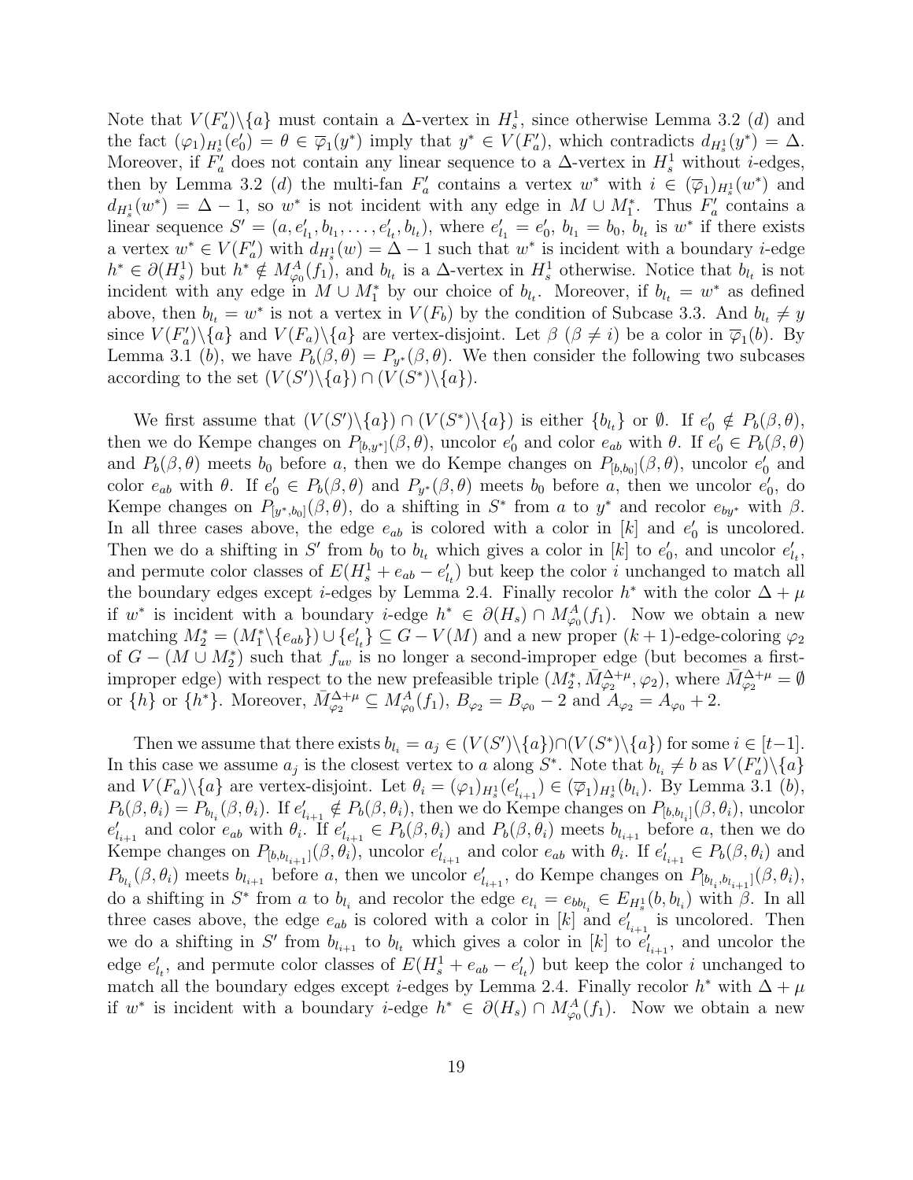Note that $V(F'_a)\backslash\{a\}$ must contain a $\Delta$-vertex in $H_s^1$, since otherwise Lemma 3.2 $(d)$ and the fact $(\varphi_1)_{H_s^1}(e'_0) = \theta \in \overline{\varphi}_1(y^*)$ imply that $y^* \in V(F'_a)$, which contradicts $d_{H_s^1}(y^*) = \Delta$. Moreover, if $F'_a$ does not contain any linear sequence to a $\Delta$-vertex in $H_s^1$ without $i$-edges, then by Lemma 3.2 $(d)$ the multi-fan $F'_a$ contains a vertex $w^*$ with $i \in (\overline{\varphi}_1)_{H_s^1}(w^*)$ and $d_{H_s^1}(w^*) = \Delta - 1$, so $w^*$ is not incident with any edge in $M \cup M_1^*$. Thus $F'_a$ contains a linear sequence $S' = (a, e'_{l_1}, b_{l_1}, \ldots, e'_{l_t}, b_{l_t})$, where $e'_{l_1} = e'_0$, $b_{l_1} = b_0$, $b_{l_t}$ is $w^*$ if there exists a vertex $w^* \in V(F'_a)$ with $d_{H_s^1}(w) = \Delta - 1$ such that $w^*$ is incident with a boundary $i$-edge $h^* \in \partial(H_s^1)$ but $h^* \notin M^A_{\varphi_0}(f_1)$, and $b_{l_t}$ is a $\Delta$-vertex in $H_s^1$ otherwise. Notice that $b_{l_t}$ is not incident with any edge in $M \cup M_1^*$ by our choice of $b_{l_t}$. Moreover, if $b_{l_t} = w^*$ as defined above, then $b_{l_t} = w^*$ is not a vertex in $V(F_b)$ by the condition of Subcase 3.3. And $b_{l_t} \neq y$ since $V(F'_a)\backslash\{a\}$ and $V(F_a)\backslash\{a\}$ are vertex-disjoint. Let $\beta$ ($\beta \neq i$) be a color in $\overline{\varphi}_1(b)$. By Lemma 3.1 $(b)$, we have $P_b(\beta, \theta) = P_{y^*}(\beta, \theta)$. We then consider the following two subcases according to the set $(V(S')\backslash\{a\}) \cap (V(S^*)\backslash\{a\})$.

We first assume that $(V(S')\backslash\{a\}) \cap (V(S^*)\backslash\{a\})$ is either $\{b_{l_t}\}$ or $\emptyset$. If $e'_0 \notin P_b(\beta, \theta)$, then we do Kempe changes on $P_{[b,y^*]}(\beta, \theta)$, uncolor $e'_0$ and color $e_{ab}$ with $\theta$. If $e'_0 \in P_b(\beta, \theta)$ and $P_b(\beta, \theta)$ meets $b_0$ before $a$, then we do Kempe changes on $P_{[b,b_0]}(\beta, \theta)$, uncolor $e'_0$ and color $e_{ab}$ with $\theta$. If $e'_0 \in P_b(\beta, \theta)$ and $P_{y^*}(\beta, \theta)$ meets $b_0$ before $a$, then we uncolor $e'_0$, do Kempe changes on $P_{[y^*,b_0]}(\beta, \theta)$, do a shifting in $S^*$ from $a$ to $y^*$ and recolor $e_{by^*}$ with $\beta$. In all three cases above, the edge $e_{ab}$ is colored with a color in $[k]$ and $e'_0$ is uncolored. Then we do a shifting in $S'$ from $b_0$ to $b_{l_t}$ which gives a color in $[k]$ to $e'_0$, and uncolor $e'_{l_t}$, and permute color classes of $E(H_s^1 + e_{ab} - e'_{l_t})$ but keep the color $i$ unchanged to match all the boundary edges except $i$-edges by Lemma 2.4. Finally recolor $h^*$ with the color $\Delta + \mu$ if $w^*$ is incident with a boundary $i$-edge $h^* \in \partial(H_s) \cap M^A_{\varphi_0}(f_1)$. Now we obtain a new matching $M_2^* = (M_1^*\backslash\{e_{ab}\}) \cup \{e'_{l_t}\} \subseteq G - V(M)$ and a new proper $(k+1)$-edge-coloring $\varphi_2$ of $G - (M \cup M_2^*)$ such that $f_{uv}$ is no longer a second-improper edge (but becomes a first-improper edge) with respect to the new prefeasible triple $(M_2^*, \bar{M}^{\Delta+\mu}_{\varphi_2}, \varphi_2)$, where $\bar{M}^{\Delta+\mu}_{\varphi_2} = \emptyset$ or $\{h\}$ or $\{h^*\}$. Moreover, $\bar{M}^{\Delta+\mu}_{\varphi_2} \subseteq M^A_{\varphi_0}(f_1)$, $B_{\varphi_2} = B_{\varphi_0} - 2$ and $A_{\varphi_2} = A_{\varphi_0} + 2$.

Then we assume that there exists $b_{l_i} = a_j \in (V(S')\backslash\{a\}) \cap (V(S^*)\backslash\{a\})$ for some $i \in [t-1]$. In this case we assume $a_j$ is the closest vertex to $a$ along $S^*$. Note that $b_{l_i} \neq b$ as $V(F'_a)\backslash\{a\}$ and $V(F_a)\backslash\{a\}$ are vertex-disjoint. Let $\theta_i = (\varphi_1)_{H_s^1}(e'_{l_{i+1}}) \in (\overline{\varphi}_1)_{H_s^1}(b_{l_i})$. By Lemma 3.1 $(b)$, $P_b(\beta, \theta_i) = P_{b_{l_i}}(\beta, \theta_i)$. If $e'_{l_{i+1}} \notin P_b(\beta, \theta_i)$, then we do Kempe changes on $P_{[b,b_{l_i}]}(\beta, \theta_i)$, uncolor $e'_{l_{i+1}}$ and color $e_{ab}$ with $\theta_i$. If $e'_{l_{i+1}} \in P_b(\beta, \theta_i)$ and $P_b(\beta, \theta_i)$ meets $b_{l_{i+1}}$ before $a$, then we do Kempe changes on $P_{[b,b_{l_{i+1}}]}(\beta, \theta_i)$, uncolor $e'_{l_{i+1}}$ and color $e_{ab}$ with $\theta_i$. If $e'_{l_{i+1}} \in P_b(\beta, \theta_i)$ and $P_{b_{l_i}}(\beta, \theta_i)$ meets $b_{l_{i+1}}$ before $a$, then we uncolor $e'_{l_{i+1}}$, do Kempe changes on $P_{[b_{l_i}, b_{l_{i+1}}]}(\beta, \theta_i)$, do a shifting in $S^*$ from $a$ to $b_{l_i}$ and recolor the edge $e_{l_i} = e_{bb_{l_i}} \in E_{H_s^1}(b, b_{l_i})$ with $\beta$. In all three cases above, the edge $e_{ab}$ is colored with a color in $[k]$ and $e'_{l_{i+1}}$ is uncolored. Then we do a shifting in $S'$ from $b_{l_{i+1}}$ to $b_{l_t}$ which gives a color in $[k]$ to $e'_{l_{i+1}}$, and uncolor the edge $e'_{l_t}$, and permute color classes of $E(H_s^1 + e_{ab} - e'_{l_t})$ but keep the color $i$ unchanged to match all the boundary edges except $i$-edges by Lemma 2.4. Finally recolor $h^*$ with $\Delta + \mu$ if $w^*$ is incident with a boundary $i$-edge $h^* \in \partial(H_s) \cap M^A_{\varphi_0}(f_1)$. Now we obtain a new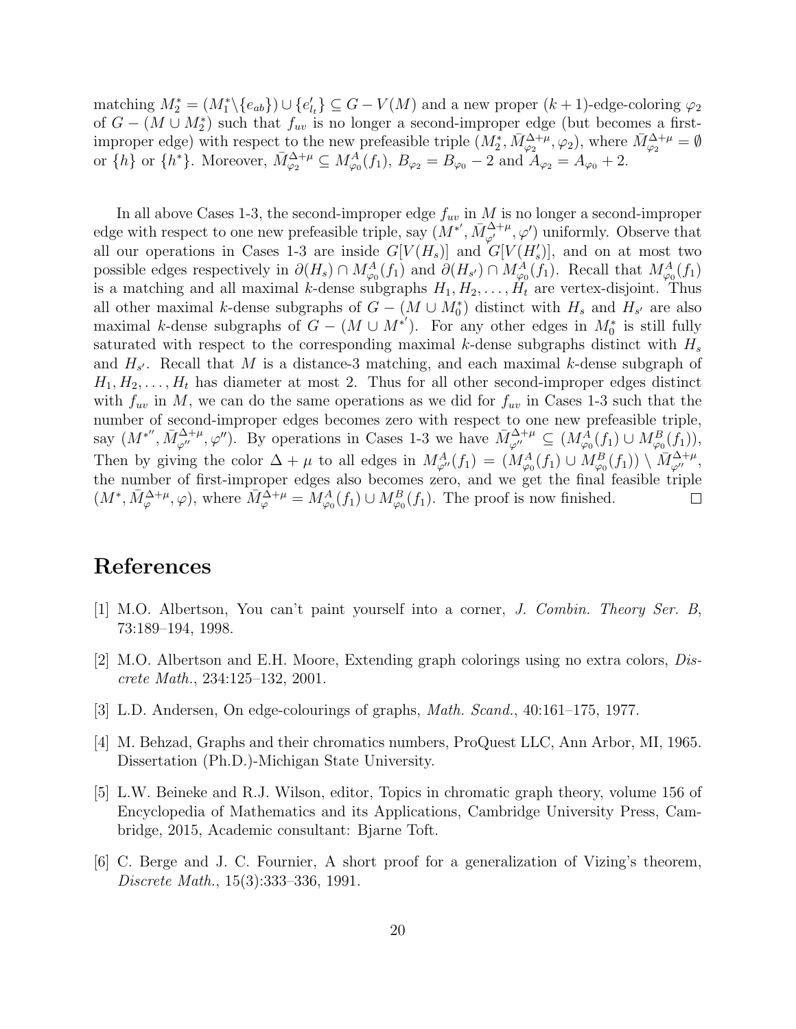matching $M_2^* = (M_1^* \backslash \{e_{ab}\}) \cup \{e'_{l_t}\} \subseteq G - V(M)$ and a new proper $(k+1)$-edge-coloring $\varphi_2$ of $G - (M \cup M_2^*)$ such that $f_{uv}$ is no longer a second-improper edge (but becomes a first-improper edge) with respect to the new prefeasible triple $(M_2^*, \bar{M}_{\varphi_2}^{\Delta+\mu}, \varphi_2)$, where $\bar{M}_{\varphi_2}^{\Delta+\mu} = \emptyset$ or $\{h\}$ or $\{h^*\}$. Moreover, $\bar{M}_{\varphi_2}^{\Delta+\mu} \subseteq M_{\varphi_0}^A(f_1)$, $B_{\varphi_2} = B_{\varphi_0} - 2$ and $A_{\varphi_2} = A_{\varphi_0} + 2$.

In all above Cases 1-3, the second-improper edge $f_{uv}$ in $M$ is no longer a second-improper edge with respect to one new prefeasible triple, say $(M^{*'}, \bar{M}_{\varphi'}^{\Delta+\mu}, \varphi')$ uniformly. Observe that all our operations in Cases 1-3 are inside $G[V(H_s)]$ and $G[V(H'_s)]$, and on at most two possible edges respectively in $\partial(H_s) \cap M_{\varphi_0}^A(f_1)$ and $\partial(H_{s'}) \cap M_{\varphi_0}^A(f_1)$. Recall that $M_{\varphi_0}^A(f_1)$ is a matching and all maximal $k$-dense subgraphs $H_1, H_2, \ldots, H_t$ are vertex-disjoint. Thus all other maximal $k$-dense subgraphs of $G - (M \cup M_0^*)$ distinct with $H_s$ and $H_{s'}$ are also maximal $k$-dense subgraphs of $G - (M \cup M^{*'})$. For any other edges in $M_0^*$ is still fully saturated with respect to the corresponding maximal $k$-dense subgraphs distinct with $H_s$ and $H_{s'}$. Recall that $M$ is a distance-3 matching, and each maximal $k$-dense subgraph of $H_1, H_2, \ldots, H_t$ has diameter at most 2. Thus for all other second-improper edges distinct with $f_{uv}$ in $M$, we can do the same operations as we did for $f_{uv}$ in Cases 1-3 such that the number of second-improper edges becomes zero with respect to one new prefeasible triple, say $(M^{*''}, \bar{M}_{\varphi''}^{\Delta+\mu}, \varphi'')$. By operations in Cases 1-3 we have $\bar{M}_{\varphi''}^{\Delta+\mu} \subseteq (M_{\varphi_0}^A(f_1) \cup M_{\varphi_0}^B(f_1))$, Then by giving the color $\Delta + \mu$ to all edges in $M_{\varphi''}^A(f_1) = (M_{\varphi_0}^A(f_1) \cup M_{\varphi_0}^B(f_1)) \setminus \bar{M}_{\varphi''}^{\Delta+\mu}$, the number of first-improper edges also becomes zero, and we get the final feasible triple $(M^*, \bar{M}_{\varphi}^{\Delta+\mu}, \varphi)$, where $\bar{M}_{\varphi}^{\Delta+\mu} = M_{\varphi_0}^A(f_1) \cup M_{\varphi_0}^B(f_1)$. The proof is now finished. □

# References

[1] M.O. Albertson, You can't paint yourself into a corner, *J. Combin. Theory Ser. B*, 73:189–194, 1998.

[2] M.O. Albertson and E.H. Moore, Extending graph colorings using no extra colors, *Discrete Math.*, 234:125–132, 2001.

[3] L.D. Andersen, On edge-colourings of graphs, *Math. Scand.*, 40:161–175, 1977.

[4] M. Behzad, Graphs and their chromatics numbers, ProQuest LLC, Ann Arbor, MI, 1965. Dissertation (Ph.D.)-Michigan State University.

[5] L.W. Beineke and R.J. Wilson, editor, Topics in chromatic graph theory, volume 156 of Encyclopedia of Mathematics and its Applications, Cambridge University Press, Cambridge, 2015, Academic consultant: Bjarne Toft.

[6] C. Berge and J. C. Fournier, A short proof for a generalization of Vizing's theorem, *Discrete Math.*, 15(3):333–336, 1991.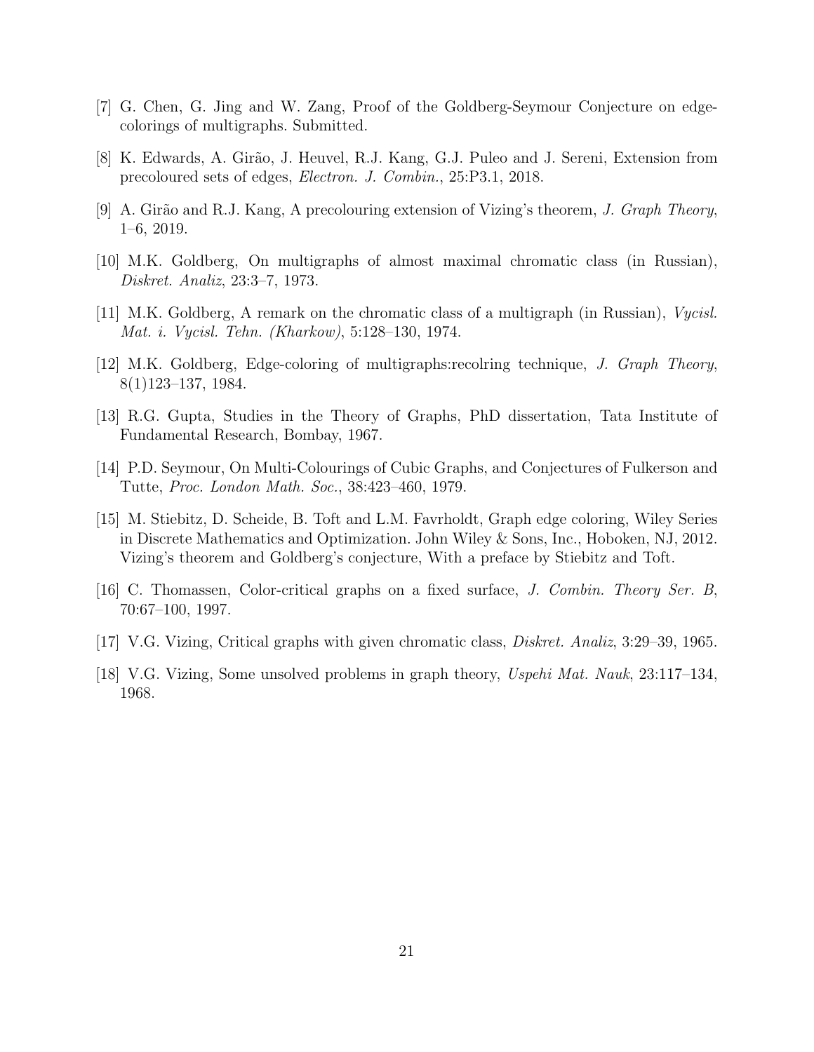[7] G. Chen, G. Jing and W. Zang, Proof of the Goldberg-Seymour Conjecture on edge-colorings of multigraphs. Submitted.

[8] K. Edwards, A. Girão, J. Heuvel, R.J. Kang, G.J. Puleo and J. Sereni, Extension from precoloured sets of edges, *Electron. J. Combin.*, 25:P3.1, 2018.

[9] A. Girão and R.J. Kang, A precolouring extension of Vizing's theorem, *J. Graph Theory*, 1–6, 2019.

[10] M.K. Goldberg, On multigraphs of almost maximal chromatic class (in Russian), *Diskret. Analiz*, 23:3–7, 1973.

[11] M.K. Goldberg, A remark on the chromatic class of a multigraph (in Russian), *Vycisl. Mat. i. Vycisl. Tehn. (Kharkow)*, 5:128–130, 1974.

[12] M.K. Goldberg, Edge-coloring of multigraphs:recolring technique, *J. Graph Theory*, 8(1)123–137, 1984.

[13] R.G. Gupta, Studies in the Theory of Graphs, PhD dissertation, Tata Institute of Fundamental Research, Bombay, 1967.

[14] P.D. Seymour, On Multi-Colourings of Cubic Graphs, and Conjectures of Fulkerson and Tutte, *Proc. London Math. Soc.*, 38:423–460, 1979.

[15] M. Stiebitz, D. Scheide, B. Toft and L.M. Favrholdt, Graph edge coloring, Wiley Series in Discrete Mathematics and Optimization. John Wiley & Sons, Inc., Hoboken, NJ, 2012. Vizing's theorem and Goldberg's conjecture, With a preface by Stiebitz and Toft.

[16] C. Thomassen, Color-critical graphs on a fixed surface, *J. Combin. Theory Ser. B*, 70:67–100, 1997.

[17] V.G. Vizing, Critical graphs with given chromatic class, *Diskret. Analiz*, 3:29–39, 1965.

[18] V.G. Vizing, Some unsolved problems in graph theory, *Uspehi Mat. Nauk*, 23:117–134, 1968.